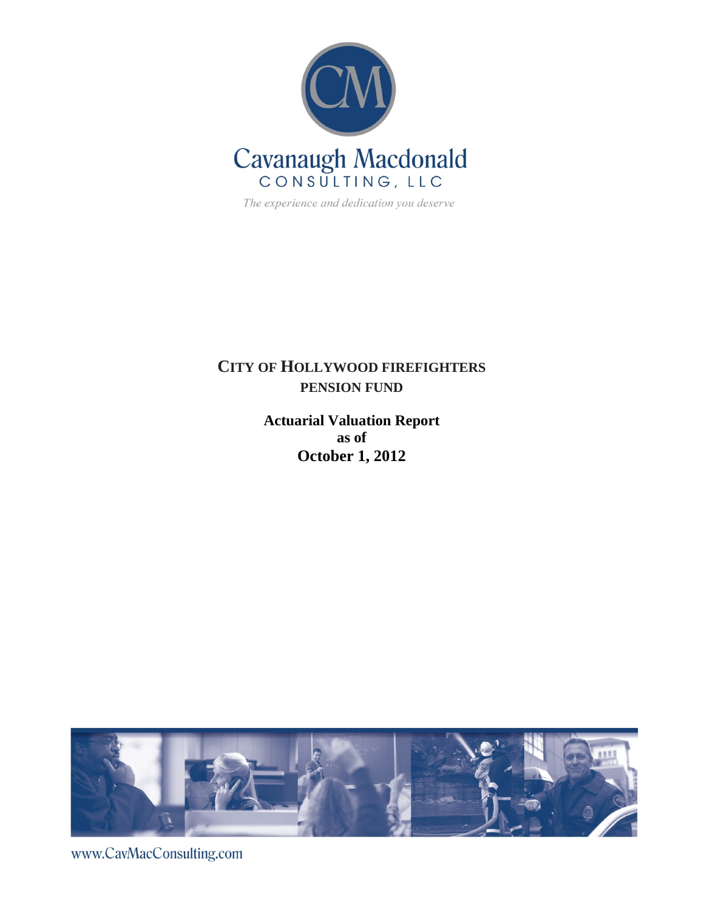Cavanaugh Macdonald

CONSULTING, LLC

*The experience and dedication you deserve*

# CITY OF HOLLYWOOD FIREFIGHTERS PENSION FUND

## Actuarial Valuation Report as of October 1, 2012

www.CavMacConsulting.com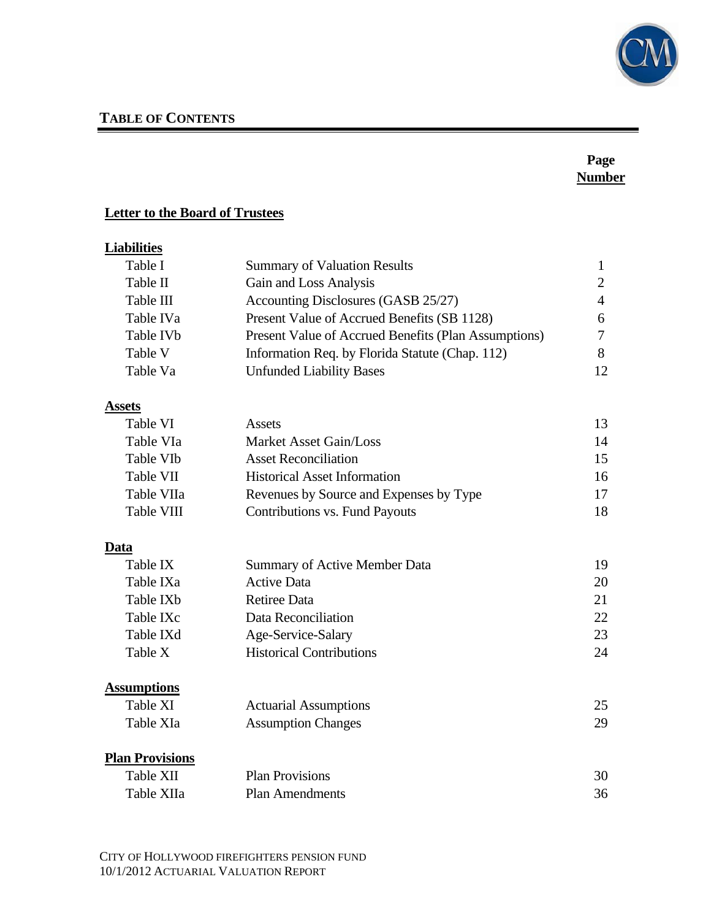## TABLE OF CONTENTS

| | | Page Number |
|---|---|---|
| **Letter to the Board of Trustees** | | |
| **Liabilities** | | |
| Table I | Summary of Valuation Results | 1 |
| Table II | Gain and Loss Analysis | 2 |
| Table III | Accounting Disclosures (GASB 25/27) | 4 |
| Table IVa | Present Value of Accrued Benefits (SB 1128) | 6 |
| Table IVb | Present Value of Accrued Benefits (Plan Assumptions) | 7 |
| Table V | Information Req. by Florida Statute (Chap. 112) | 8 |
| Table Va | Unfunded Liability Bases | 12 |
| **Assets** | | |
| Table VI | Assets | 13 |
| Table VIa | Market Asset Gain/Loss | 14 |
| Table VIb | Asset Reconciliation | 15 |
| Table VII | Historical Asset Information | 16 |
| Table VIIa | Revenues by Source and Expenses by Type | 17 |
| Table VIII | Contributions vs. Fund Payouts | 18 |
| **Data** | | |
| Table IX | Summary of Active Member Data | 19 |
| Table IXa | Active Data | 20 |
| Table IXb | Retiree Data | 21 |
| Table IXc | Data Reconciliation | 22 |
| Table IXd | Age-Service-Salary | 23 |
| Table X | Historical Contributions | 24 |
| **Assumptions** | | |
| Table XI | Actuarial Assumptions | 25 |
| Table XIa | Assumption Changes | 29 |
| **Plan Provisions** | | |
| Table XII | Plan Provisions | 30 |
| Table XIIa | Plan Amendments | 36 |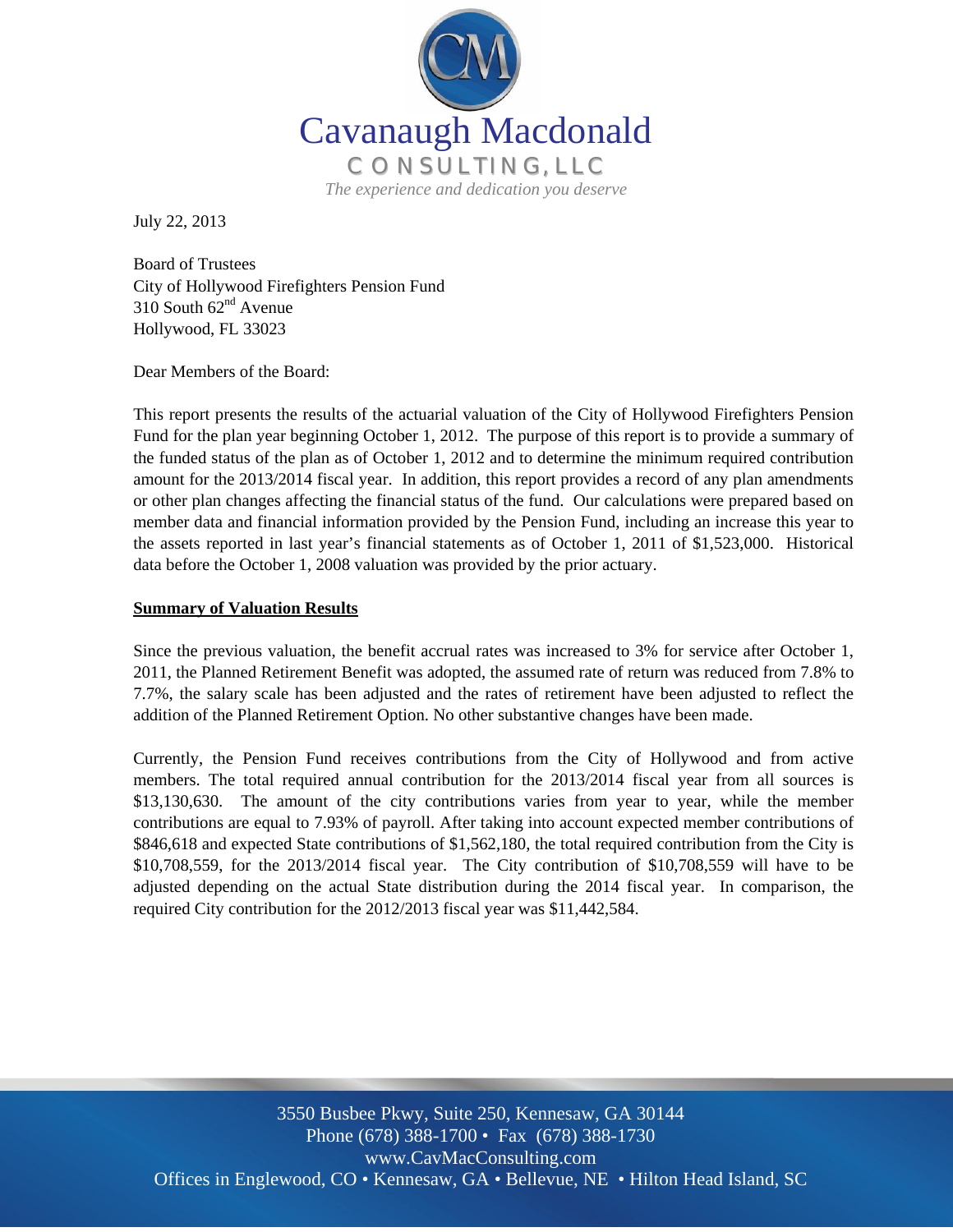# Cavanaugh Macdonald

**CONSULTING, LLC**

*The experience and dedication you deserve*

July 22, 2013

Board of Trustees
City of Hollywood Firefighters Pension Fund
310 South 62nd Avenue
Hollywood, FL 33023

Dear Members of the Board:

This report presents the results of the actuarial valuation of the City of Hollywood Firefighters Pension Fund for the plan year beginning October 1, 2012. The purpose of this report is to provide a summary of the funded status of the plan as of October 1, 2012 and to determine the minimum required contribution amount for the 2013/2014 fiscal year. In addition, this report provides a record of any plan amendments or other plan changes affecting the financial status of the fund. Our calculations were prepared based on member data and financial information provided by the Pension Fund, including an increase this year to the assets reported in last year's financial statements as of October 1, 2011 of $1,523,000. Historical data before the October 1, 2008 valuation was provided by the prior actuary.

**Summary of Valuation Results**

Since the previous valuation, the benefit accrual rates was increased to 3% for service after October 1, 2011, the Planned Retirement Benefit was adopted, the assumed rate of return was reduced from 7.8% to 7.7%, the salary scale has been adjusted and the rates of retirement have been adjusted to reflect the addition of the Planned Retirement Option. No other substantive changes have been made.

Currently, the Pension Fund receives contributions from the City of Hollywood and from active members. The total required annual contribution for the 2013/2014 fiscal year from all sources is $13,130,630. The amount of the city contributions varies from year to year, while the member contributions are equal to 7.93% of payroll. After taking into account expected member contributions of $846,618 and expected State contributions of $1,562,180, the total required contribution from the City is $10,708,559, for the 2013/2014 fiscal year. The City contribution of $10,708,559 will have to be adjusted depending on the actual State distribution during the 2014 fiscal year. In comparison, the required City contribution for the 2012/2013 fiscal year was $11,442,584.

3550 Busbee Pkwy, Suite 250, Kennesaw, GA 30144
Phone (678) 388-1700 • Fax (678) 388-1730
www.CavMacConsulting.com
Offices in Englewood, CO • Kennesaw, GA • Bellevue, NE • Hilton Head Island, SC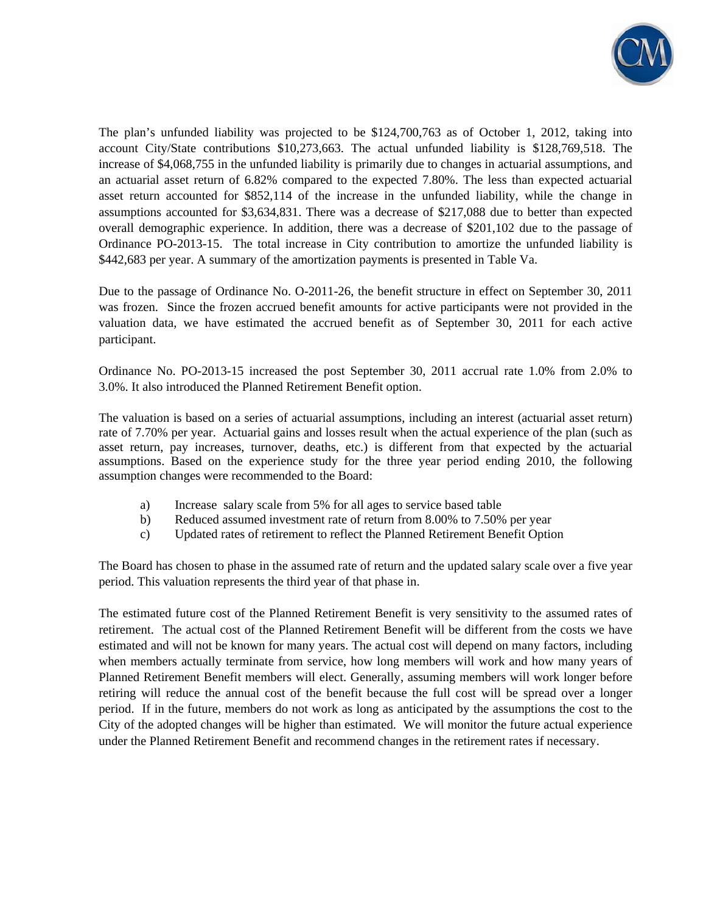The plan's unfunded liability was projected to be $124,700,763 as of October 1, 2012, taking into account City/State contributions $10,273,663. The actual unfunded liability is $128,769,518. The increase of $4,068,755 in the unfunded liability is primarily due to changes in actuarial assumptions, and an actuarial asset return of 6.82% compared to the expected 7.80%. The less than expected actuarial asset return accounted for $852,114 of the increase in the unfunded liability, while the change in assumptions accounted for $3,634,831. There was a decrease of $217,088 due to better than expected overall demographic experience. In addition, there was a decrease of $201,102 due to the passage of Ordinance PO-2013-15. The total increase in City contribution to amortize the unfunded liability is $442,683 per year. A summary of the amortization payments is presented in Table Va.

Due to the passage of Ordinance No. O-2011-26, the benefit structure in effect on September 30, 2011 was frozen. Since the frozen accrued benefit amounts for active participants were not provided in the valuation data, we have estimated the accrued benefit as of September 30, 2011 for each active participant.

Ordinance No. PO-2013-15 increased the post September 30, 2011 accrual rate 1.0% from 2.0% to 3.0%. It also introduced the Planned Retirement Benefit option.

The valuation is based on a series of actuarial assumptions, including an interest (actuarial asset return) rate of 7.70% per year. Actuarial gains and losses result when the actual experience of the plan (such as asset return, pay increases, turnover, deaths, etc.) is different from that expected by the actuarial assumptions. Based on the experience study for the three year period ending 2010, the following assumption changes were recommended to the Board:

a) Increase salary scale from 5% for all ages to service based table
b) Reduced assumed investment rate of return from 8.00% to 7.50% per year
c) Updated rates of retirement to reflect the Planned Retirement Benefit Option

The Board has chosen to phase in the assumed rate of return and the updated salary scale over a five year period. This valuation represents the third year of that phase in.

The estimated future cost of the Planned Retirement Benefit is very sensitivity to the assumed rates of retirement. The actual cost of the Planned Retirement Benefit will be different from the costs we have estimated and will not be known for many years. The actual cost will depend on many factors, including when members actually terminate from service, how long members will work and how many years of Planned Retirement Benefit members will elect. Generally, assuming members will work longer before retiring will reduce the annual cost of the benefit because the full cost will be spread over a longer period. If in the future, members do not work as long as anticipated by the assumptions the cost to the City of the adopted changes will be higher than estimated. We will monitor the future actual experience under the Planned Retirement Benefit and recommend changes in the retirement rates if necessary.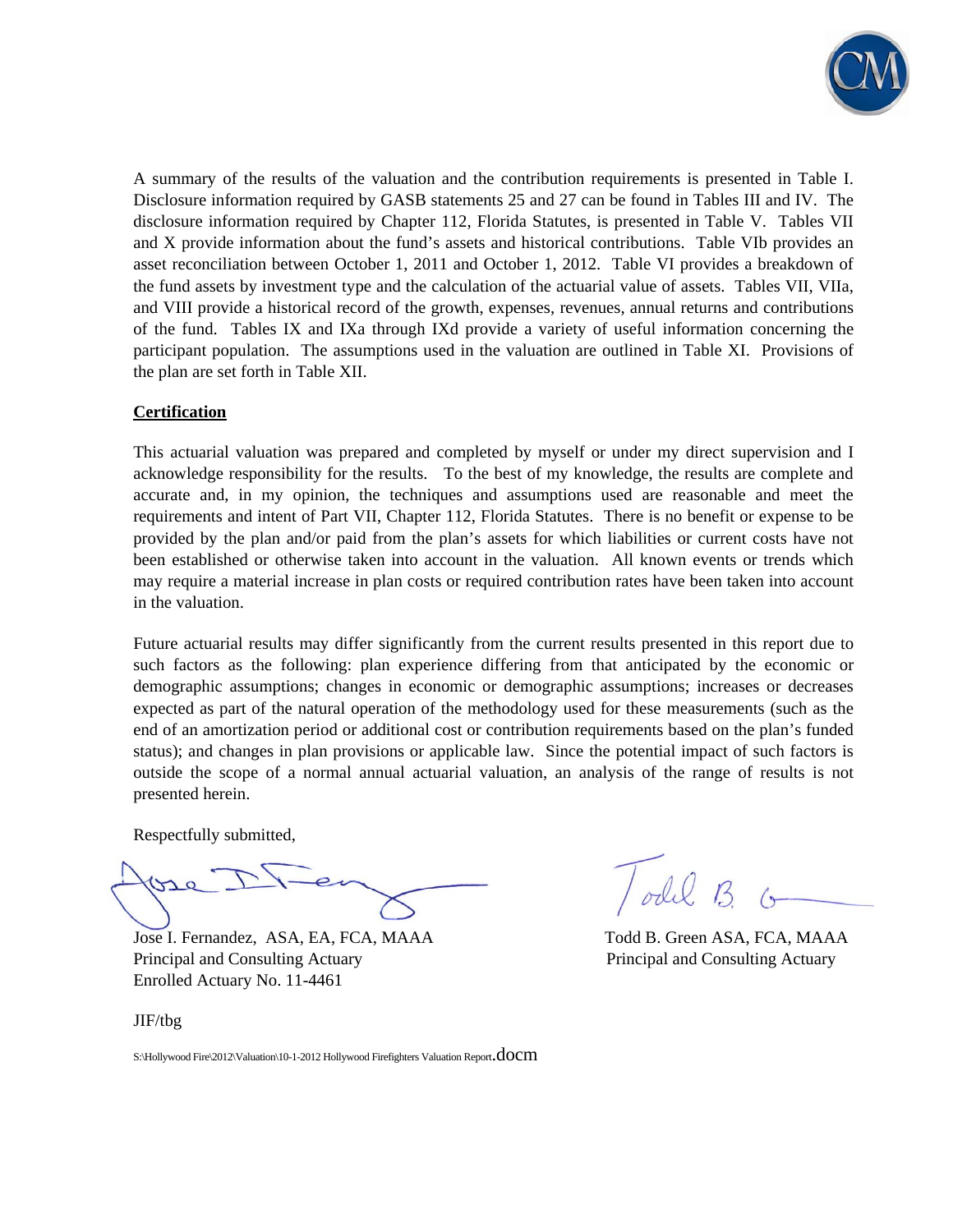A summary of the results of the valuation and the contribution requirements is presented in Table I. Disclosure information required by GASB statements 25 and 27 can be found in Tables III and IV. The disclosure information required by Chapter 112, Florida Statutes, is presented in Table V. Tables VII and X provide information about the fund's assets and historical contributions. Table VIb provides an asset reconciliation between October 1, 2011 and October 1, 2012. Table VI provides a breakdown of the fund assets by investment type and the calculation of the actuarial value of assets. Tables VII, VIIa, and VIII provide a historical record of the growth, expenses, revenues, annual returns and contributions of the fund. Tables IX and IXa through IXd provide a variety of useful information concerning the participant population. The assumptions used in the valuation are outlined in Table XI. Provisions of the plan are set forth in Table XII.

**Certification**

This actuarial valuation was prepared and completed by myself or under my direct supervision and I acknowledge responsibility for the results. To the best of my knowledge, the results are complete and accurate and, in my opinion, the techniques and assumptions used are reasonable and meet the requirements and intent of Part VII, Chapter 112, Florida Statutes. There is no benefit or expense to be provided by the plan and/or paid from the plan's assets for which liabilities or current costs have not been established or otherwise taken into account in the valuation. All known events or trends which may require a material increase in plan costs or required contribution rates have been taken into account in the valuation.

Future actuarial results may differ significantly from the current results presented in this report due to such factors as the following: plan experience differing from that anticipated by the economic or demographic assumptions; changes in economic or demographic assumptions; increases or decreases expected as part of the natural operation of the methodology used for these measurements (such as the end of an amortization period or additional cost or contribution requirements based on the plan's funded status); and changes in plan provisions or applicable law. Since the potential impact of such factors is outside the scope of a normal annual actuarial valuation, an analysis of the range of results is not presented herein.

Respectfully submitted,

Jose I. Fernandez, ASA, EA, FCA, MAAA
Principal and Consulting Actuary
Enrolled Actuary No. 11-4461

Todd B. Green ASA, FCA, MAAA
Principal and Consulting Actuary

JIF/tbg

S:\Hollywood Fire\2012\Valuation\10-1-2012 Hollywood Firefighters Valuation Report.docm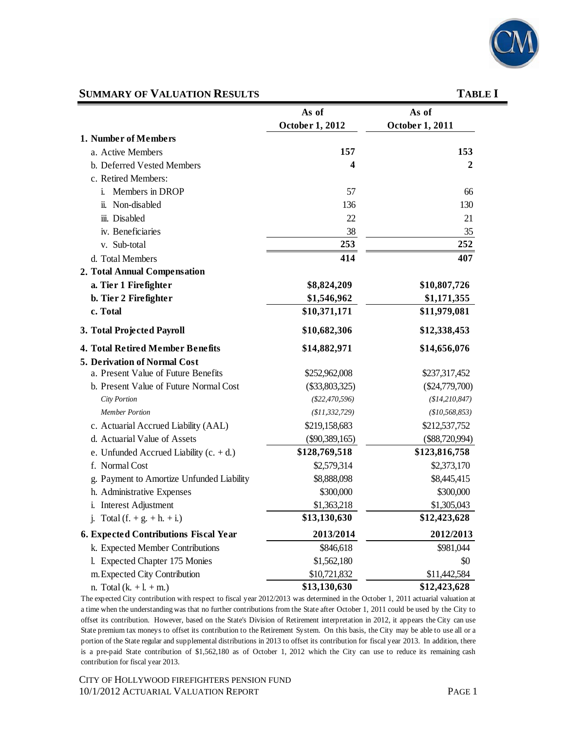## SUMMARY OF VALUATION RESULTS — TABLE I

| | As of October 1, 2012 | As of October 1, 2011 |
|---|---|---|
| **1. Number of Members** | | |
| a. Active Members | **157** | **153** |
| b. Deferred Vested Members | **4** | **2** |
| c. Retired Members: | | |
| i. Members in DROP | 57 | 66 |
| ii. Non-disabled | 136 | 130 |
| iii. Disabled | 22 | 21 |
| iv. Beneficiaries | 38 | 35 |
| v. Sub-total | **253** | **252** |
| d. Total Members | **414** | **407** |
| **2. Total Annual Compensation** | | |
| **a. Tier 1 Firefighter** | **$8,824,209** | **$10,807,726** |
| **b. Tier 2 Firefighter** | **$1,546,962** | **$1,171,355** |
| **c. Total** | **$10,371,171** | **$11,979,081** |
| **3. Total Projected Payroll** | **$10,682,306** | **$12,338,453** |
| **4. Total Retired Member Benefits** | **$14,882,971** | **$14,656,076** |
| **5. Derivation of Normal Cost** | | |
| a. Present Value of Future Benefits | $252,962,008 | $237,317,452 |
| b. Present Value of Future Normal Cost | ($33,803,325) | ($24,779,700) |
| *City Portion* | *($22,470,596)* | *($14,210,847)* |
| *Member Portion* | *($11,332,729)* | *($10,568,853)* |
| c. Actuarial Accrued Liability (AAL) | $219,158,683 | $212,537,752 |
| d. Actuarial Value of Assets | ($90,389,165) | ($88,720,994) |
| e. Unfunded Accrued Liability (c. + d.) | **$128,769,518** | **$123,816,758** |
| f. Normal Cost | $2,579,314 | $2,373,170 |
| g. Payment to Amortize Unfunded Liability | $8,888,098 | $8,445,415 |
| h. Administrative Expenses | $300,000 | $300,000 |
| i. Interest Adjustment | $1,363,218 | $1,305,043 |
| j. Total (f. + g. + h. + i.) | **$13,130,630** | **$12,423,628** |
| **6. Expected Contributions Fiscal Year** | **2013/2014** | **2012/2013** |
| k. Expected Member Contributions | $846,618 | $981,044 |
| l. Expected Chapter 175 Monies | $1,562,180 | $0 |
| m. Expected City Contribution | $10,721,832 | $11,442,584 |
| n. Total (k. + l. + m.) | **$13,130,630** | **$12,423,628** |

The expected City contribution with respect to fiscal year 2012/2013 was determined in the October 1, 2011 actuarial valuation at a time when the understanding was that no further contributions from the State after October 1, 2011 could be used by the City to offset its contribution. However, based on the State's Division of Retirement interpretation in 2012, it appears the City can use State premium tax moneys to offset its contribution to the Retirement System. On this basis, the City may be able to use all or a portion of the State regular and supplemental distributions in 2013 to offset its contribution for fiscal year 2013. In addition, there is a pre-paid State contribution of $1,562,180 as of October 1, 2012 which the City can use to reduce its remaining cash contribution for fiscal year 2013.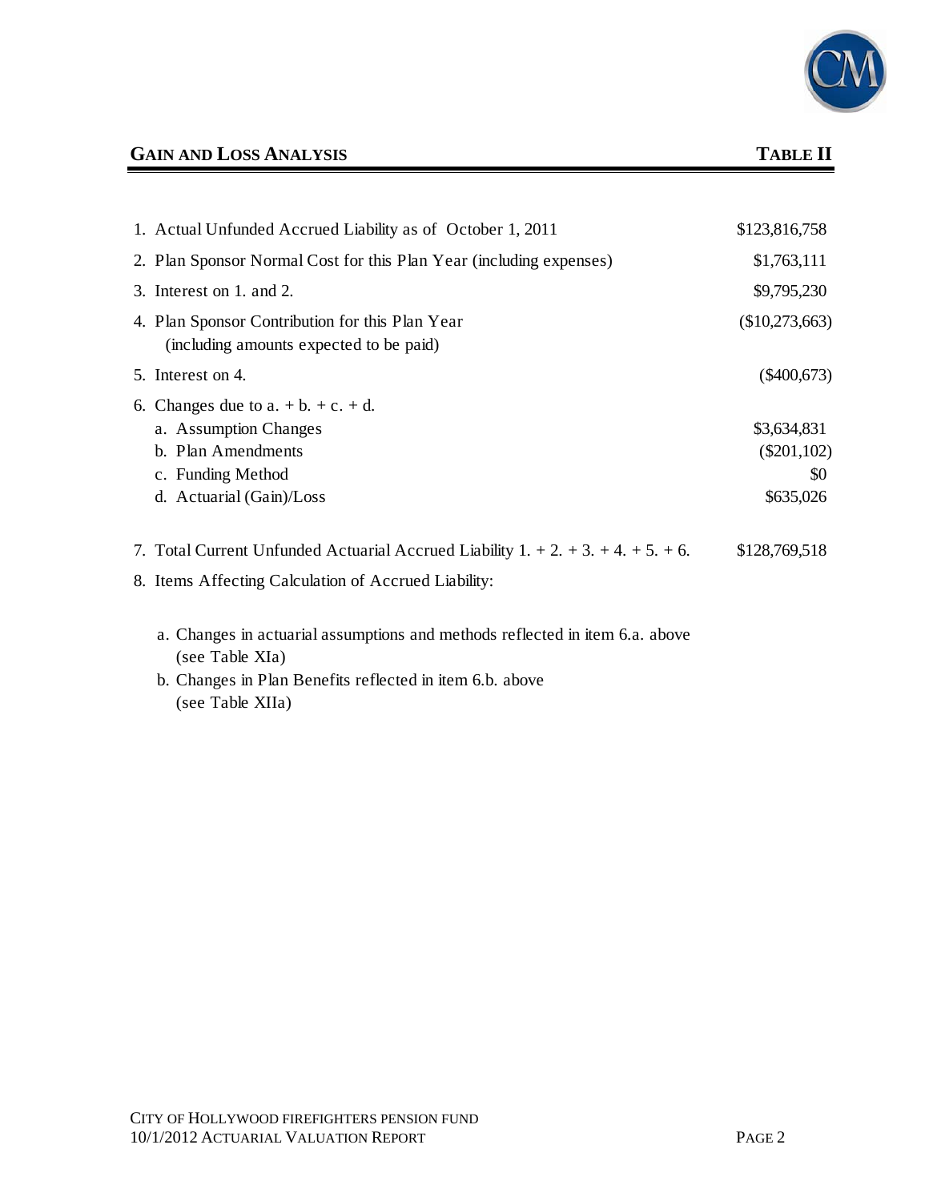## GAIN AND LOSS ANALYSIS

**TABLE II**

| | |
|---|---|
| 1. Actual Unfunded Accrued Liability as of October 1, 2011 | $123,816,758 |
| 2. Plan Sponsor Normal Cost for this Plan Year (including expenses) | $1,763,111 |
| 3. Interest on 1. and 2. | $9,795,230 |
| 4. Plan Sponsor Contribution for this Plan Year (including amounts expected to be paid) | ($10,273,663) |
| 5. Interest on 4. | ($400,673) |
| 6. Changes due to a. + b. + c. + d. | |
| a. Assumption Changes | $3,634,831 |
| b. Plan Amendments | ($201,102) |
| c. Funding Method | $0 |
| d. Actuarial (Gain)/Loss | $635,026 |
| 7. Total Current Unfunded Actuarial Accrued Liability 1. + 2. + 3. + 4. + 5. + 6. | $128,769,518 |

8. Items Affecting Calculation of Accrued Liability:

   a. Changes in actuarial assumptions and methods reflected in item 6.a. above (see Table XIa)

   b. Changes in Plan Benefits reflected in item 6.b. above (see Table XIIa)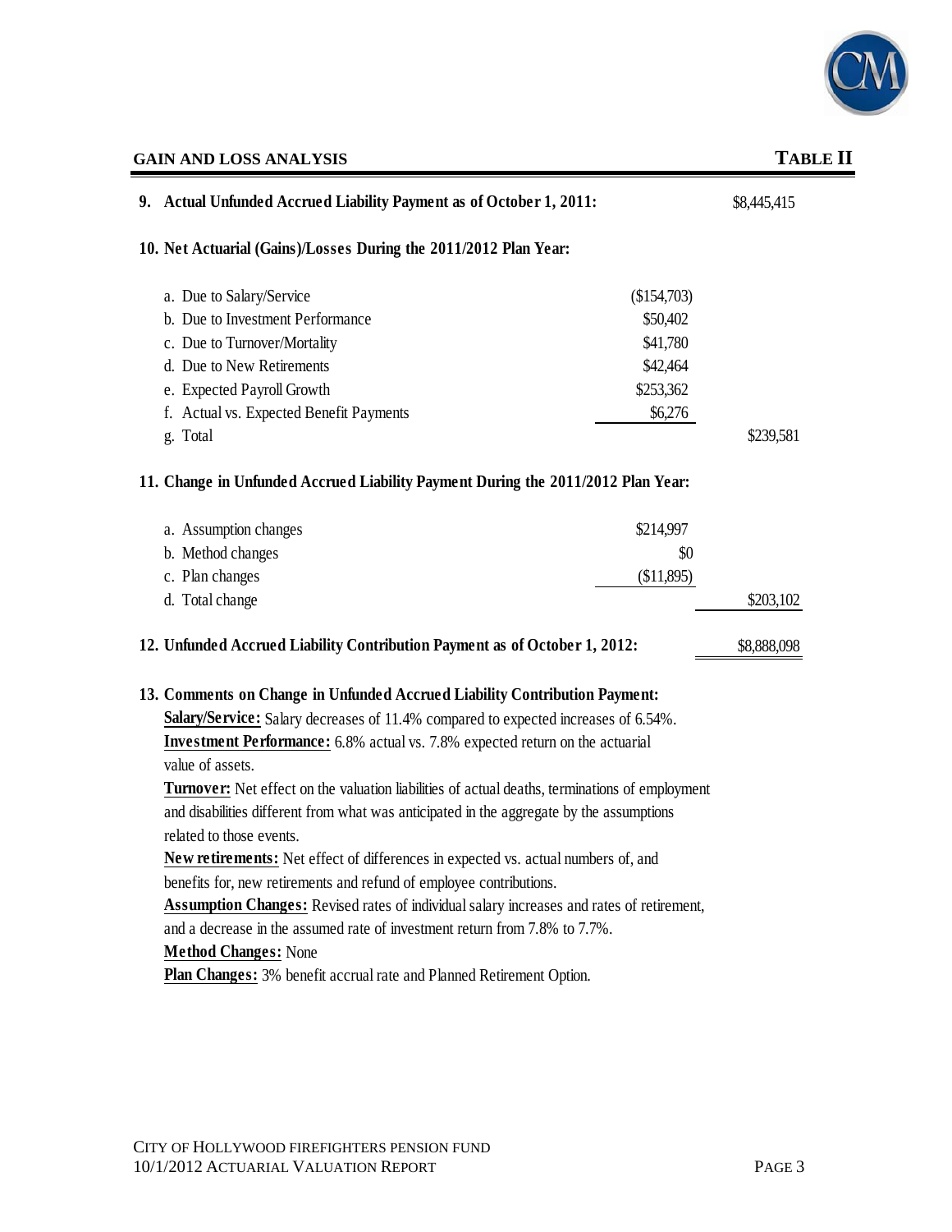## GAIN AND LOSS ANALYSIS

## TABLE II

**9. Actual Unfunded Accrued Liability Payment as of October 1, 2011:** $8,445,415

**10. Net Actuarial (Gains)/Losses During the 2011/2012 Plan Year:**

| | | |
|---|---|---|
| a. Due to Salary/Service | ($154,703) | |
| b. Due to Investment Performance | $50,402 | |
| c. Due to Turnover/Mortality | $41,780 | |
| d. Due to New Retirements | $42,464 | |
| e. Expected Payroll Growth | $253,362 | |
| f. Actual vs. Expected Benefit Payments | $6,276 | |
| g. Total | | $239,581 |

**11. Change in Unfunded Accrued Liability Payment During the 2011/2012 Plan Year:**

| | | |
|---|---|---|
| a. Assumption changes | $214,997 | |
| b. Method changes | $0 | |
| c. Plan changes | ($11,895) | |
| d. Total change | | $203,102 |

**12. Unfunded Accrued Liability Contribution Payment as of October 1, 2012:** $8,888,098

**13. Comments on Change in Unfunded Accrued Liability Contribution Payment:**

**Salary/Service:** Salary decreases of 11.4% compared to expected increases of 6.54%.

**Investment Performance:** 6.8% actual vs. 7.8% expected return on the actuarial value of assets.

**Turnover:** Net effect on the valuation liabilities of actual deaths, terminations of employment and disabilities different from what was anticipated in the aggregate by the assumptions related to those events.

**New retirements:** Net effect of differences in expected vs. actual numbers of, and benefits for, new retirements and refund of employee contributions.

**Assumption Changes:** Revised rates of individual salary increases and rates of retirement, and a decrease in the assumed rate of investment return from 7.8% to 7.7%.

**Method Changes:** None

**Plan Changes:** 3% benefit accrual rate and Planned Retirement Option.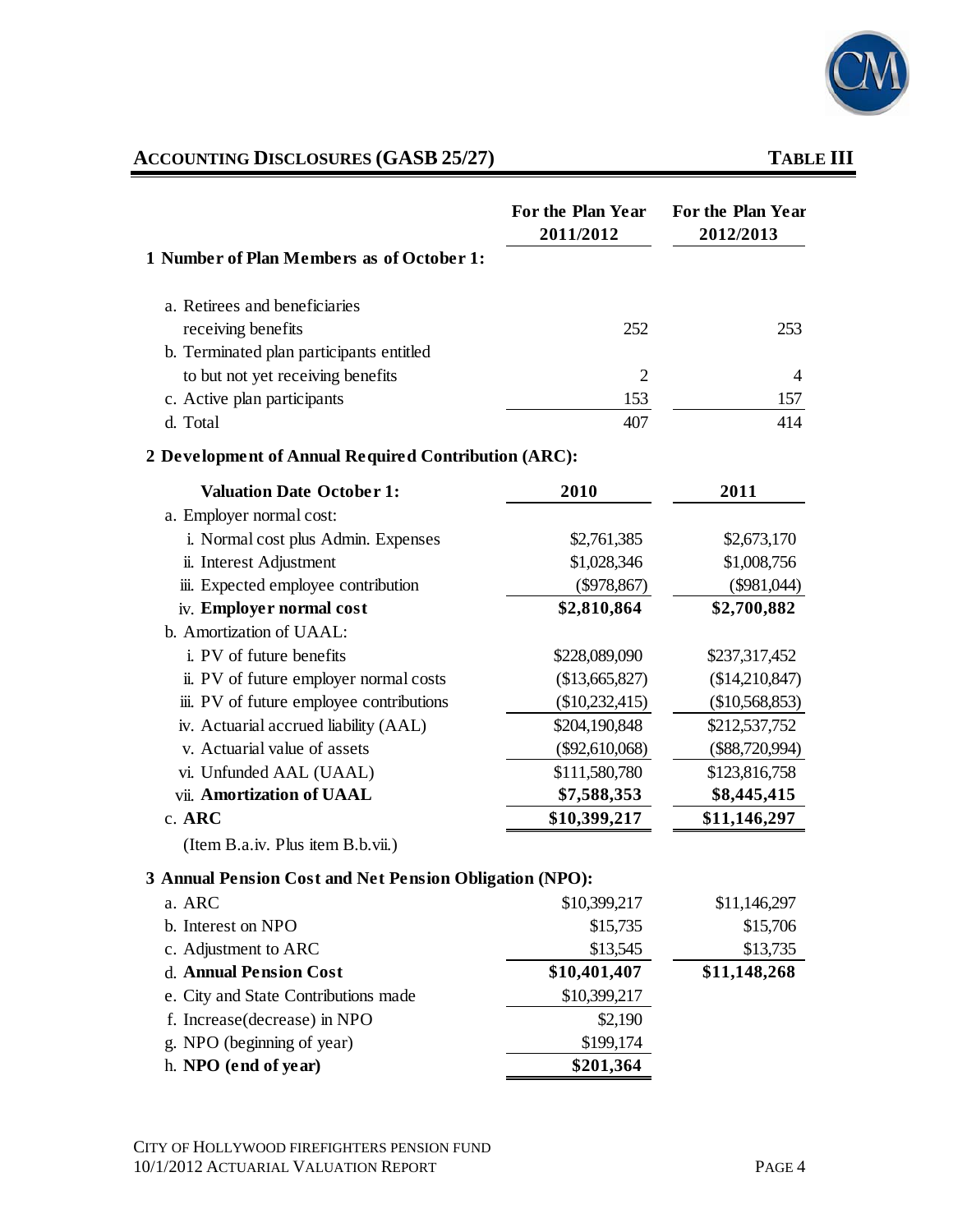## ACCOUNTING DISCLOSURES (GASB 25/27) — TABLE III

| | For the Plan Year 2011/2012 | For the Plan Year 2012/2013 |
|---|---|---|
| **1 Number of Plan Members as of October 1:** | | |
| a. Retirees and beneficiaries receiving benefits | 252 | 253 |
| b. Terminated plan participants entitled to but not yet receiving benefits | 2 | 4 |
| c. Active plan participants | 153 | 157 |
| d. Total | 407 | 414 |
| **2 Development of Annual Required Contribution (ARC):** | | |
| **Valuation Date October 1:** | **2010** | **2011** |
| a. Employer normal cost: | | |
| i. Normal cost plus Admin. Expenses | $2,761,385 | $2,673,170 |
| ii. Interest Adjustment | $1,028,346 | $1,008,756 |
| iii. Expected employee contribution | ($978,867) | ($981,044) |
| iv. **Employer normal cost** | **$2,810,864** | **$2,700,882** |
| b. Amortization of UAAL: | | |
| i. PV of future benefits | $228,089,090 | $237,317,452 |
| ii. PV of future employer normal costs | ($13,665,827) | ($14,210,847) |
| iii. PV of future employee contributions | ($10,232,415) | ($10,568,853) |
| iv. Actuarial accrued liability (AAL) | $204,190,848 | $212,537,752 |
| v. Actuarial value of assets | ($92,610,068) | ($88,720,994) |
| vi. Unfunded AAL (UAAL) | $111,580,780 | $123,816,758 |
| vii. **Amortization of UAAL** | **$7,588,353** | **$8,445,415** |
| c. **ARC** | **$10,399,217** | **$11,146,297** |
| (Item B.a.iv. Plus item B.b.vii.) | | |
| **3 Annual Pension Cost and Net Pension Obligation (NPO):** | | |
| a. ARC | $10,399,217 | $11,146,297 |
| b. Interest on NPO | $15,735 | $15,706 |
| c. Adjustment to ARC | $13,545 | $13,735 |
| d. **Annual Pension Cost** | **$10,401,407** | **$11,148,268** |
| e. City and State Contributions made | $10,399,217 | |
| f. Increase(decrease) in NPO | $2,190 | |
| g. NPO (beginning of year) | $199,174 | |
| h. **NPO (end of year)** | **$201,364** | |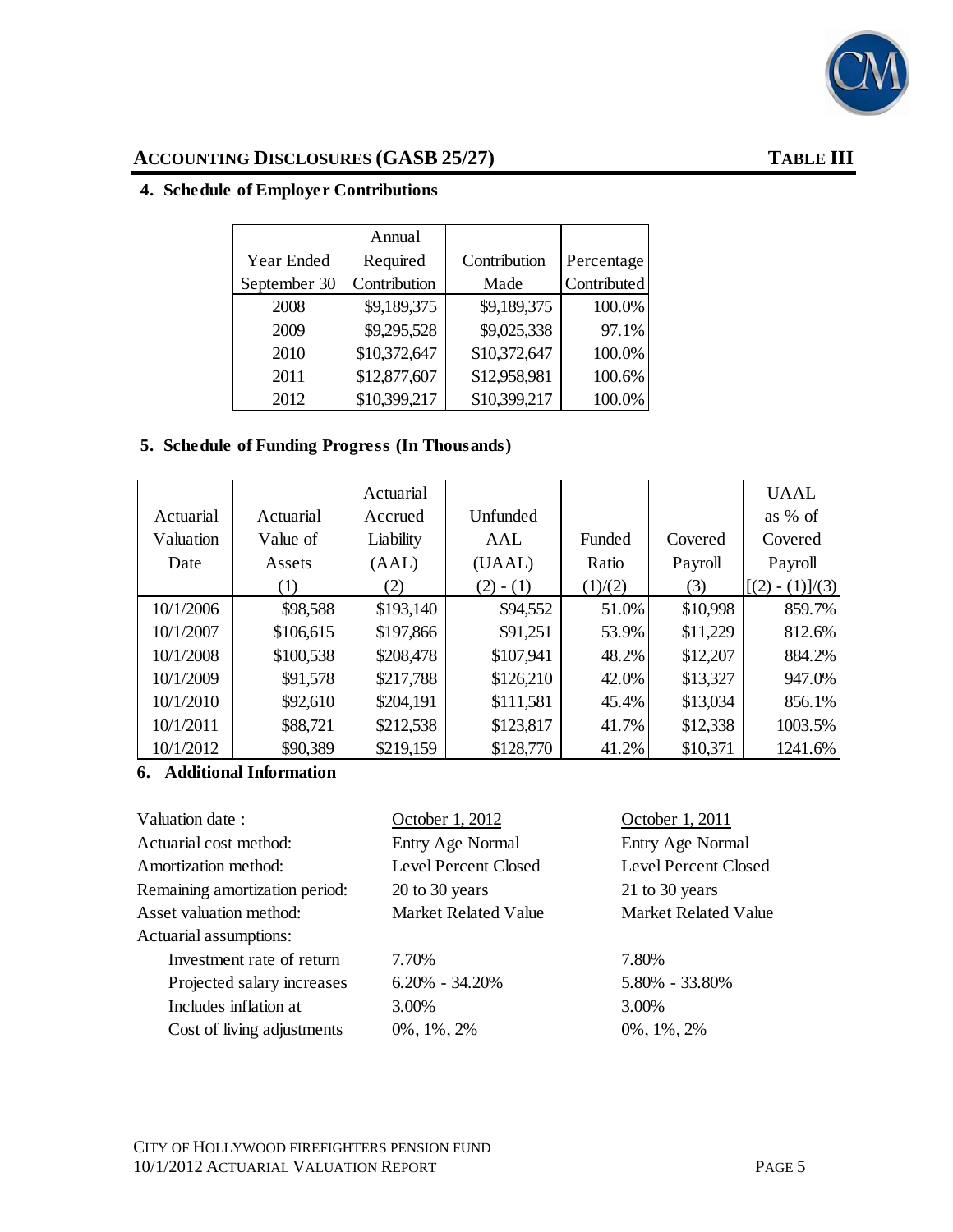## ACCOUNTING DISCLOSURES (GASB 25/27) — TABLE III

### 4. Schedule of Employer Contributions

| Year Ended September 30 | Annual Required Contribution | Contribution Made | Percentage Contributed |
|---|---|---|---|
| 2008 | $9,189,375 | $9,189,375 | 100.0% |
| 2009 | $9,295,528 | $9,025,338 | 97.1% |
| 2010 | $10,372,647 | $10,372,647 | 100.0% |
| 2011 | $12,877,607 | $12,958,981 | 100.6% |
| 2012 | $10,399,217 | $10,399,217 | 100.0% |

### 5. Schedule of Funding Progress (In Thousands)

| Actuarial Valuation Date | Actuarial Value of Assets (1) | Actuarial Accrued Liability (AAL) (2) | Unfunded AAL (UAAL) (2) - (1) | Funded Ratio (1)/(2) | Covered Payroll (3) | UAAL as % of Covered Payroll [(2) - (1)]/(3) |
|---|---|---|---|---|---|---|
| 10/1/2006 | $98,588 | $193,140 | $94,552 | 51.0% | $10,998 | 859.7% |
| 10/1/2007 | $106,615 | $197,866 | $91,251 | 53.9% | $11,229 | 812.6% |
| 10/1/2008 | $100,538 | $208,478 | $107,941 | 48.2% | $12,207 | 884.2% |
| 10/1/2009 | $91,578 | $217,788 | $126,210 | 42.0% | $13,327 | 947.0% |
| 10/1/2010 | $92,610 | $204,191 | $111,581 | 45.4% | $13,034 | 856.1% |
| 10/1/2011 | $88,721 | $212,538 | $123,817 | 41.7% | $12,338 | 1003.5% |
| 10/1/2012 | $90,389 | $219,159 | $128,770 | 41.2% | $10,371 | 1241.6% |

### 6. Additional Information

| | | |
|---|---|---|
| Valuation date : | October 1, 2012 | October 1, 2011 |
| Actuarial cost method: | Entry Age Normal | Entry Age Normal |
| Amortization method: | Level Percent Closed | Level Percent Closed |
| Remaining amortization period: | 20 to 30 years | 21 to 30 years |
| Asset valuation method: | Market Related Value | Market Related Value |
| Actuarial assumptions: | | |
| Investment rate of return | 7.70% | 7.80% |
| Projected salary increases | 6.20% - 34.20% | 5.80% - 33.80% |
| Includes inflation at | 3.00% | 3.00% |
| Cost of living adjustments | 0%, 1%, 2% | 0%, 1%, 2% |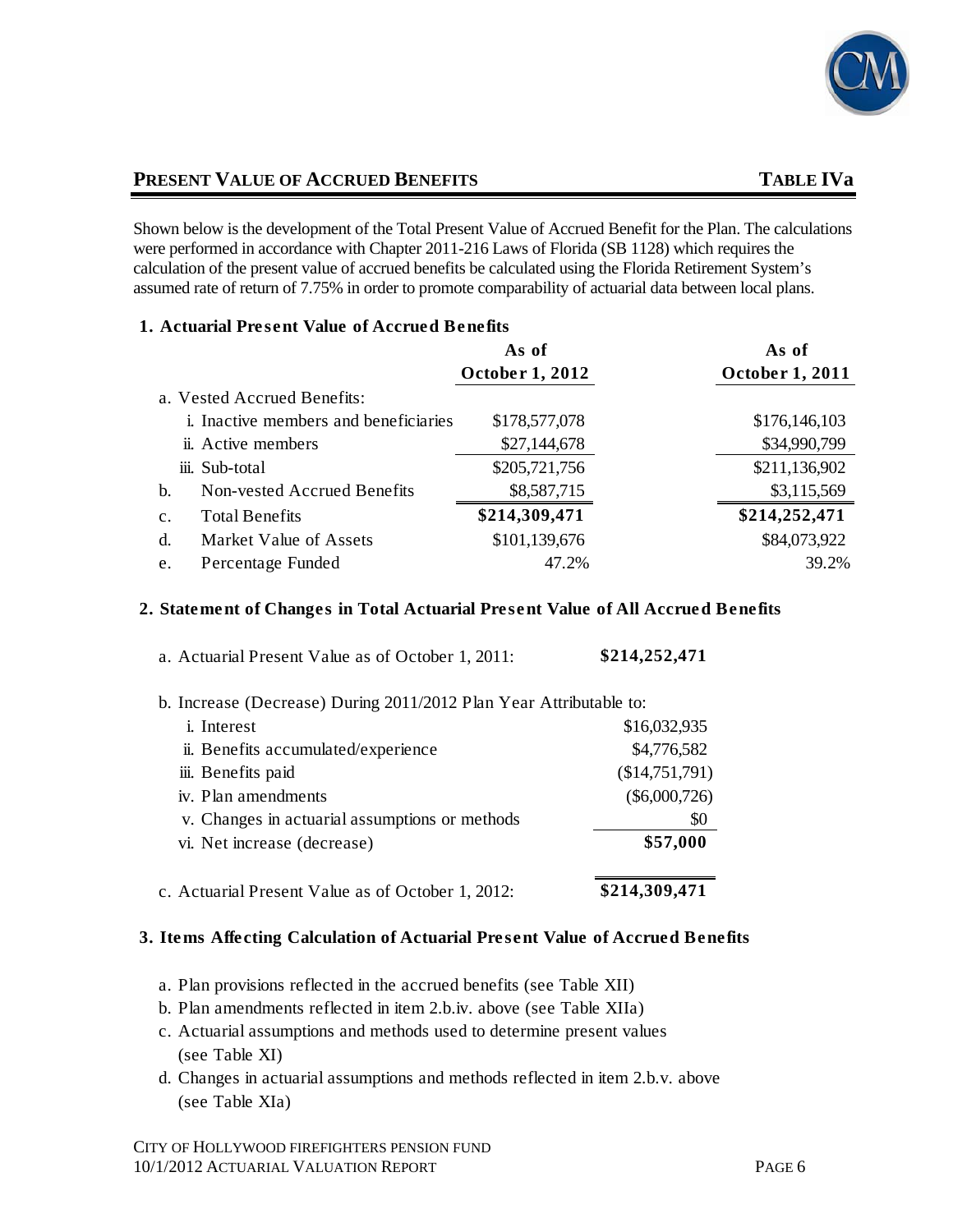## PRESENT VALUE OF ACCRUED BENEFITS — TABLE IVa

Shown below is the development of the Total Present Value of Accrued Benefit for the Plan. The calculations were performed in accordance with Chapter 2011-216 Laws of Florida (SB 1128) which requires the calculation of the present value of accrued benefits be calculated using the Florida Retirement System's assumed rate of return of 7.75% in order to promote comparability of actuarial data between local plans.

### 1. Actuarial Present Value of Accrued Benefits

| | As of October 1, 2012 | As of October 1, 2011 |
|---|---|---|
| a. Vested Accrued Benefits: | | |
| i. Inactive members and beneficiaries | $178,577,078 | $176,146,103 |
| ii. Active members | $27,144,678 | $34,990,799 |
| iii. Sub-total | $205,721,756 | $211,136,902 |
| b. Non-vested Accrued Benefits | $8,587,715 | $3,115,569 |
| c. Total Benefits | **$214,309,471** | **$214,252,471** |
| d. Market Value of Assets | $101,139,676 | $84,073,922 |
| e. Percentage Funded | 47.2% | 39.2% |

### 2. Statement of Changes in Total Actuarial Present Value of All Accrued Benefits

| | |
|---|---|
| a. Actuarial Present Value as of October 1, 2011: | **$214,252,471** |
| b. Increase (Decrease) During 2011/2012 Plan Year Attributable to: | |
| i. Interest | $16,032,935 |
| ii. Benefits accumulated/experience | $4,776,582 |
| iii. Benefits paid | ($14,751,791) |
| iv. Plan amendments | ($6,000,726) |
| v. Changes in actuarial assumptions or methods | $0 |
| vi. Net increase (decrease) | **$57,000** |
| c. Actuarial Present Value as of October 1, 2012: | **$214,309,471** |

### 3. Items Affecting Calculation of Actuarial Present Value of Accrued Benefits

a. Plan provisions reflected in the accrued benefits (see Table XII)

b. Plan amendments reflected in item 2.b.iv. above (see Table XIIa)

c. Actuarial assumptions and methods used to determine present values (see Table XI)

d. Changes in actuarial assumptions and methods reflected in item 2.b.v. above (see Table XIa)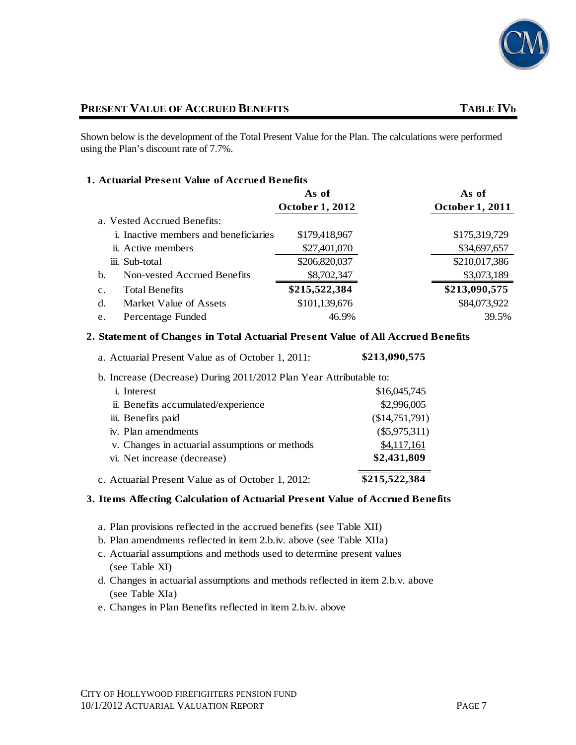## PRESENT VALUE OF ACCRUED BENEFITS — TABLE IVb

Shown below is the development of the Total Present Value for the Plan. The calculations were performed using the Plan's discount rate of 7.7%.

### 1. Actuarial Present Value of Accrued Benefits

| | As of October 1, 2012 | As of October 1, 2011 |
|---|---|---|
| a. Vested Accrued Benefits: | | |
| i. Inactive members and beneficiaries | $179,418,967 | $175,319,729 |
| ii. Active members | $27,401,070 | $34,697,657 |
| iii. Sub-total | $206,820,037 | $210,017,386 |
| b. Non-vested Accrued Benefits | $8,702,347 | $3,073,189 |
| c. Total Benefits | **$215,522,384** | **$213,090,575** |
| d. Market Value of Assets | $101,139,676 | $84,073,922 |
| e. Percentage Funded | 46.9% | 39.5% |

### 2. Statement of Changes in Total Actuarial Present Value of All Accrued Benefits

| | |
|---|---|
| a. Actuarial Present Value as of October 1, 2011: | **$213,090,575** |
| b. Increase (Decrease) During 2011/2012 Plan Year Attributable to: | |
| i. Interest | $16,045,745 |
| ii. Benefits accumulated/experience | $2,996,005 |
| iii. Benefits paid | ($14,751,791) |
| iv. Plan amendments | ($5,975,311) |
| v. Changes in actuarial assumptions or methods | $4,117,161 |
| vi. Net increase (decrease) | **$2,431,809** |
| c. Actuarial Present Value as of October 1, 2012: | **$215,522,384** |

### 3. Items Affecting Calculation of Actuarial Present Value of Accrued Benefits

a. Plan provisions reflected in the accrued benefits (see Table XII)

b. Plan amendments reflected in item 2.b.iv. above (see Table XIIa)

c. Actuarial assumptions and methods used to determine present values (see Table XI)

d. Changes in actuarial assumptions and methods reflected in item 2.b.v. above (see Table XIa)

e. Changes in Plan Benefits reflected in item 2.b.iv. above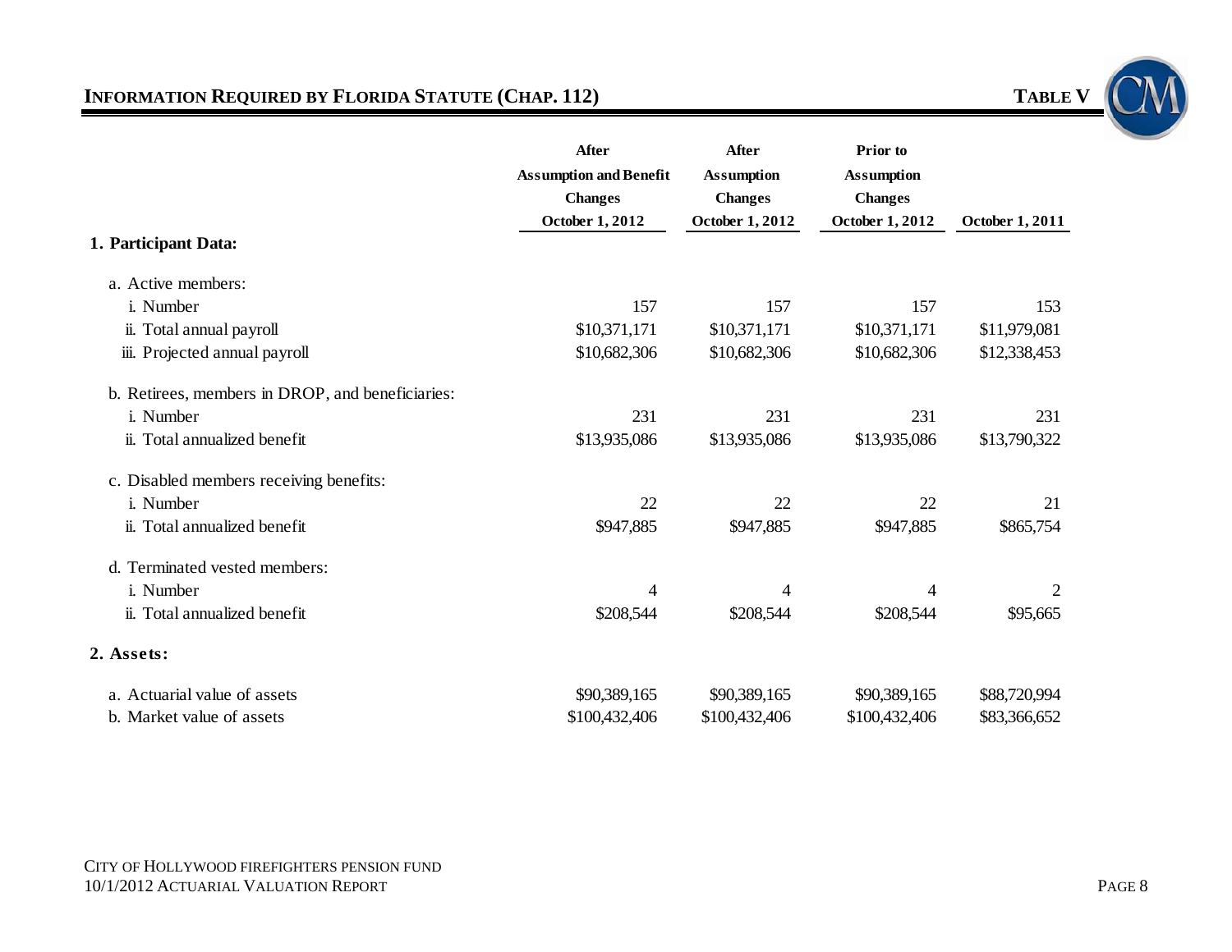## INFORMATION REQUIRED BY FLORIDA STATUTE (CHAP. 112)

**TABLE V**

| | After Assumption and Benefit Changes October 1, 2012 | After Assumption Changes October 1, 2012 | Prior to Assumption Changes October 1, 2012 | October 1, 2011 |
|---|---|---|---|---|
| **1. Participant Data:** | | | | |
| a. Active members: | | | | |
| i. Number | 157 | 157 | 157 | 153 |
| ii. Total annual payroll | $10,371,171 | $10,371,171 | $10,371,171 | $11,979,081 |
| iii. Projected annual payroll | $10,682,306 | $10,682,306 | $10,682,306 | $12,338,453 |
| b. Retirees, members in DROP, and beneficiaries: | | | | |
| i. Number | 231 | 231 | 231 | 231 |
| ii. Total annualized benefit | $13,935,086 | $13,935,086 | $13,935,086 | $13,790,322 |
| c. Disabled members receiving benefits: | | | | |
| i. Number | 22 | 22 | 22 | 21 |
| ii. Total annualized benefit | $947,885 | $947,885 | $947,885 | $865,754 |
| d. Terminated vested members: | | | | |
| i. Number | 4 | 4 | 4 | 2 |
| ii. Total annualized benefit | $208,544 | $208,544 | $208,544 | $95,665 |
| **2. Assets:** | | | | |
| a. Actuarial value of assets | $90,389,165 | $90,389,165 | $90,389,165 | $88,720,994 |
| b. Market value of assets | $100,432,406 | $100,432,406 | $100,432,406 | $83,366,652 |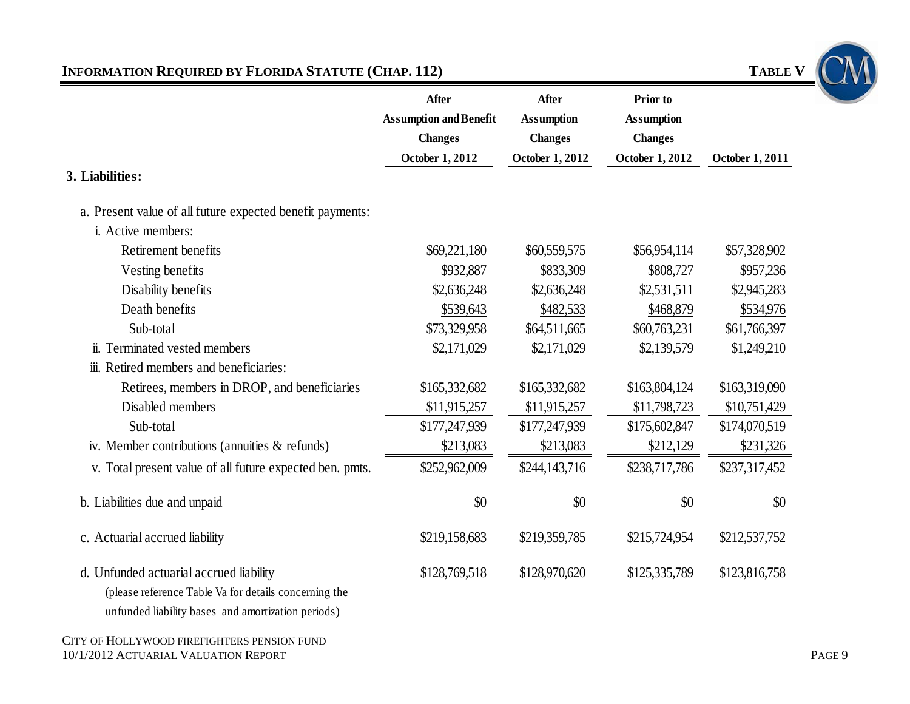## Information Required by Florida Statute (Chap. 112)

**Table V**

| | After Assumption and Benefit Changes October 1, 2012 | After Assumption Changes October 1, 2012 | Prior to Assumption Changes October 1, 2012 | October 1, 2011 |
|---|---|---|---|---|
| **3. Liabilities:** | | | | |
| a. Present value of all future expected benefit payments: | | | | |
| i. Active members: | | | | |
| Retirement benefits | $69,221,180 | $60,559,575 | $56,954,114 | $57,328,902 |
| Vesting benefits | $932,887 | $833,309 | $808,727 | $957,236 |
| Disability benefits | $2,636,248 | $2,636,248 | $2,531,511 | $2,945,283 |
| Death benefits | $539,643 | $482,533 | $468,879 | $534,976 |
| Sub-total | $73,329,958 | $64,511,665 | $60,763,231 | $61,766,397 |
| ii. Terminated vested members | $2,171,029 | $2,171,029 | $2,139,579 | $1,249,210 |
| iii. Retired members and beneficiaries: | | | | |
| Retirees, members in DROP, and beneficiaries | $165,332,682 | $165,332,682 | $163,804,124 | $163,319,090 |
| Disabled members | $11,915,257 | $11,915,257 | $11,798,723 | $10,751,429 |
| Sub-total | $177,247,939 | $177,247,939 | $175,602,847 | $174,070,519 |
| iv. Member contributions (annuities & refunds) | $213,083 | $213,083 | $212,129 | $231,326 |
| v. Total present value of all future expected ben. pmts. | $252,962,009 | $244,143,716 | $238,717,786 | $237,317,452 |
| b. Liabilities due and unpaid | $0 | $0 | $0 | $0 |
| c. Actuarial accrued liability | $219,158,683 | $219,359,785 | $215,724,954 | $212,537,752 |
| d. Unfunded actuarial accrued liability (please reference Table Va for details concerning the unfunded liability bases and amortization periods) | $128,769,518 | $128,970,620 | $125,335,789 | $123,816,758 |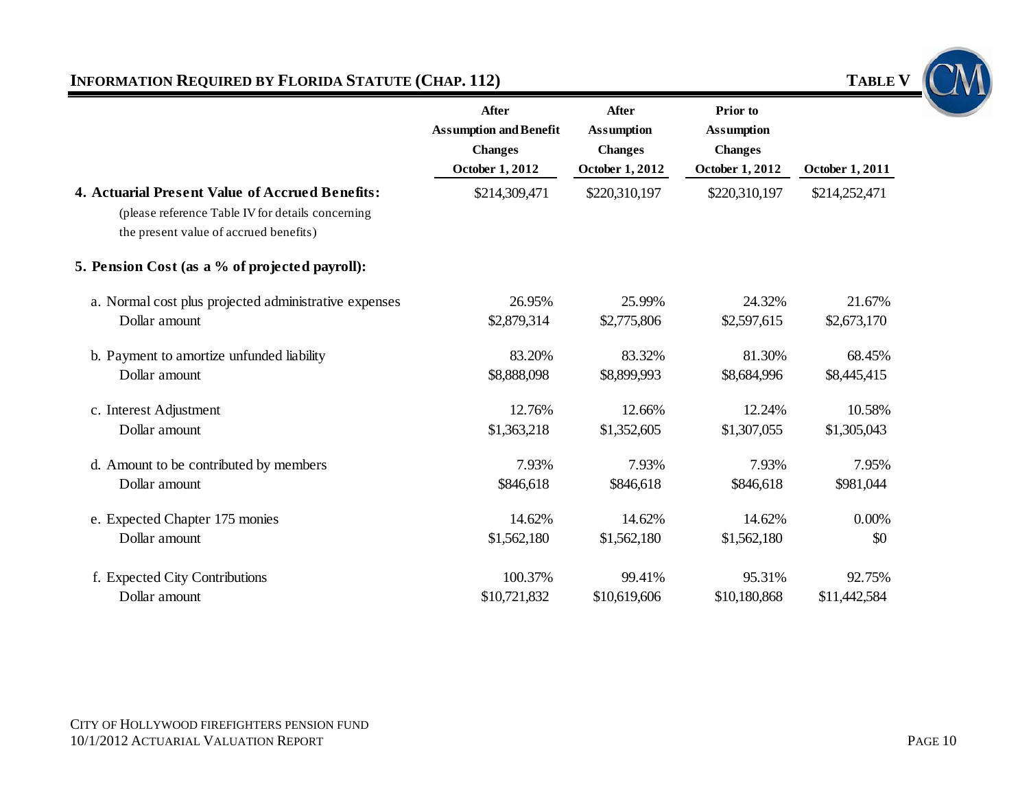## INFORMATION REQUIRED BY FLORIDA STATUTE (CHAP. 112)

**TABLE V**

| | After Assumption and Benefit Changes October 1, 2012 | After Assumption Changes October 1, 2012 | Prior to Assumption Changes October 1, 2012 | October 1, 2011 |
|---|---|---|---|---|
| **4. Actuarial Present Value of Accrued Benefits:** (please reference Table IV for details concerning the present value of accrued benefits) | $214,309,471 | $220,310,197 | $220,310,197 | $214,252,471 |
| **5. Pension Cost (as a % of projected payroll):** | | | | |
| a. Normal cost plus projected administrative expenses | 26.95% | 25.99% | 24.32% | 21.67% |
| Dollar amount | $2,879,314 | $2,775,806 | $2,597,615 | $2,673,170 |
| b. Payment to amortize unfunded liability | 83.20% | 83.32% | 81.30% | 68.45% |
| Dollar amount | $8,888,098 | $8,899,993 | $8,684,996 | $8,445,415 |
| c. Interest Adjustment | 12.76% | 12.66% | 12.24% | 10.58% |
| Dollar amount | $1,363,218 | $1,352,605 | $1,307,055 | $1,305,043 |
| d. Amount to be contributed by members | 7.93% | 7.93% | 7.93% | 7.95% |
| Dollar amount | $846,618 | $846,618 | $846,618 | $981,044 |
| e. Expected Chapter 175 monies | 14.62% | 14.62% | 14.62% | 0.00% |
| Dollar amount | $1,562,180 | $1,562,180 | $1,562,180 | $0 |
| f. Expected City Contributions | 100.37% | 99.41% | 95.31% | 92.75% |
| Dollar amount | $10,721,832 | $10,619,606 | $10,180,868 | $11,442,584 |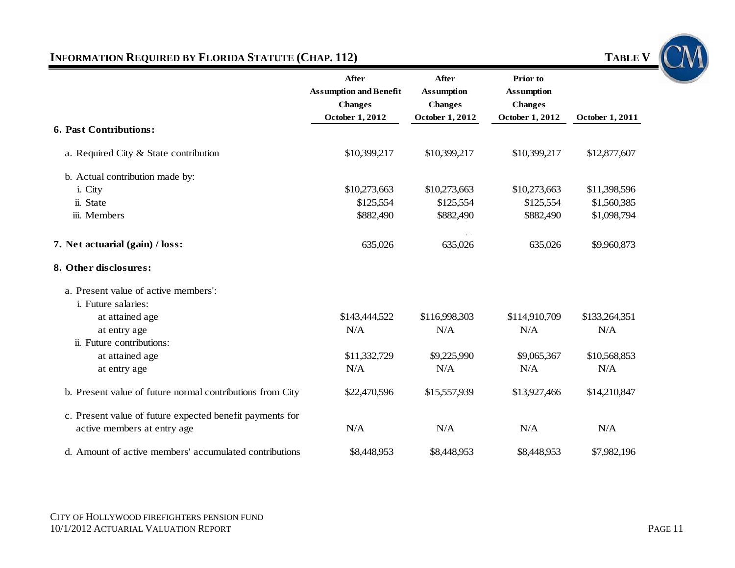## INFORMATION REQUIRED BY FLORIDA STATUTE (CHAP. 112)

**TABLE V**

| | After Assumption and Benefit Changes October 1, 2012 | After Assumption Changes October 1, 2012 | Prior to Assumption Changes October 1, 2012 | October 1, 2011 |
|---|---|---|---|---|
| **6. Past Contributions:** | | | | |
| a. Required City & State contribution | $10,399,217 | $10,399,217 | $10,399,217 | $12,877,607 |
| b. Actual contribution made by: | | | | |
| i. City | $10,273,663 | $10,273,663 | $10,273,663 | $11,398,596 |
| ii. State | $125,554 | $125,554 | $125,554 | $1,560,385 |
| iii. Members | $882,490 | $882,490 | $882,490 | $1,098,794 |
| **7. Net actuarial (gain) / loss:** | 635,026 | 635,026 | 635,026 | $9,960,873 |
| **8. Other disclosures:** | | | | |
| a. Present value of active members': | | | | |
| i. Future salaries: | | | | |
| at attained age | $143,444,522 | $116,998,303 | $114,910,709 | $133,264,351 |
| at entry age | N/A | N/A | N/A | N/A |
| ii. Future contributions: | | | | |
| at attained age | $11,332,729 | $9,225,990 | $9,065,367 | $10,568,853 |
| at entry age | N/A | N/A | N/A | N/A |
| b. Present value of future normal contributions from City | $22,470,596 | $15,557,939 | $13,927,466 | $14,210,847 |
| c. Present value of future expected benefit payments for active members at entry age | N/A | N/A | N/A | N/A |
| d. Amount of active members' accumulated contributions | $8,448,953 | $8,448,953 | $8,448,953 | $7,982,196 |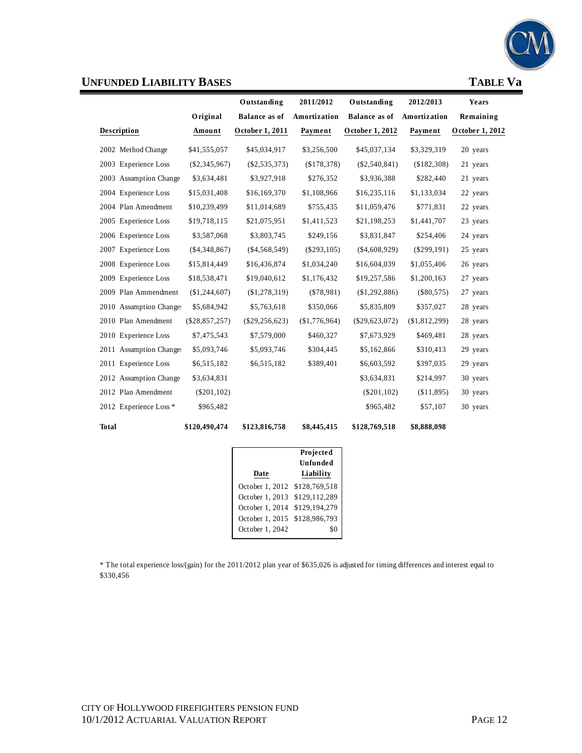## UNFUNDED LIABILITY BASES

## TABLE Va

| Description | Original Amount | Outstanding Balance as of October 1, 2011 | 2011/2012 Amortization Payment | Outstanding Balance as of October 1, 2012 | 2012/2013 Amortization Payment | Years Remaining October 1, 2012 |
|---|---|---|---|---|---|---|
| 2002 Method Change | $41,555,057 | $45,034,917 | $3,256,500 | $45,037,134 | $3,329,319 | 20 years |
| 2003 Experience Loss | ($2,345,967) | ($2,535,373) | ($178,378) | ($2,540,841) | ($182,308) | 21 years |
| 2003 Assumption Change | $3,634,481 | $3,927,918 | $276,352 | $3,936,388 | $282,440 | 21 years |
| 2004 Experience Loss | $15,031,408 | $16,169,370 | $1,108,966 | $16,235,116 | $1,133,034 | 22 years |
| 2004 Plan Amendment | $10,239,499 | $11,014,689 | $755,435 | $11,059,476 | $771,831 | 22 years |
| 2005 Experience Loss | $19,718,115 | $21,075,951 | $1,411,523 | $21,198,253 | $1,441,707 | 23 years |
| 2006 Experience Loss | $3,587,068 | $3,803,745 | $249,156 | $3,831,847 | $254,406 | 24 years |
| 2007 Experience Loss | ($4,348,867) | ($4,568,549) | ($293,105) | ($4,608,929) | ($299,191) | 25 years |
| 2008 Experience Loss | $15,814,449 | $16,436,874 | $1,034,240 | $16,604,039 | $1,055,406 | 26 years |
| 2009 Experience Loss | $18,538,471 | $19,040,612 | $1,176,432 | $19,257,586 | $1,200,163 | 27 years |
| 2009 Plan Ammendment | ($1,244,607) | ($1,278,319) | ($78,981) | ($1,292,886) | ($80,575) | 27 years |
| 2010 Assumption Changes | $5,684,942 | $5,763,618 | $350,066 | $5,835,809 | $357,027 | 28 years |
| 2010 Plan Amendment | ($28,857,257) | ($29,256,623) | ($1,776,964) | ($29,623,072) | ($1,812,299) | 28 years |
| 2010 Experience Loss | $7,475,543 | $7,579,000 | $460,327 | $7,673,929 | $469,481 | 28 years |
| 2011 Assumption Changes | $5,093,746 | $5,093,746 | $304,445 | $5,162,866 | $310,413 | 29 years |
| 2011 Experience Loss | $6,515,182 | $6,515,182 | $389,401 | $6,603,592 | $397,035 | 29 years |
| 2012 Assumption Change | $3,634,831 | | | $3,634,831 | $214,997 | 30 years |
| 2012 Plan Amendment | ($201,102) | | | ($201,102) | ($11,895) | 30 years |
| 2012 Experience Loss * | $965,482 | | | $965,482 | $57,107 | 30 years |
| **Total** | **$120,490,474** | **$123,816,758** | **$8,445,415** | **$128,769,518** | **$8,888,098** | |

| Date | Projected Unfunded Liability |
|---|---|
| October 1, 2012 | $128,769,518 |
| October 1, 2013 | $129,112,289 |
| October 1, 2014 | $129,194,279 |
| October 1, 2015 | $128,986,793 |
| October 1, 2042 | $0 |

* The total experience loss/(gain) for the 2011/2012 plan year of $635,026 is adjusted for timing differences and interest equal to $330,456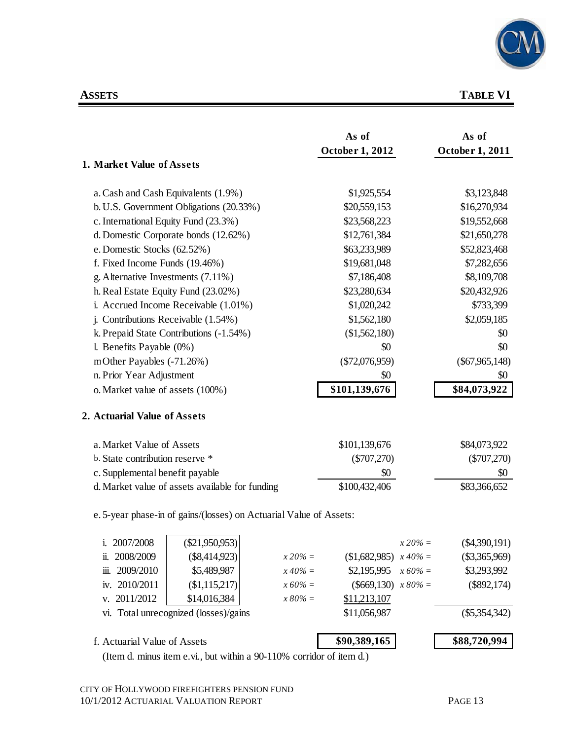## ASSETS

## TABLE VI

| | As of October 1, 2012 | As of October 1, 2011 |
|---|---|---|
| **1. Market Value of Assets** | | |
| a. Cash and Cash Equivalents (1.9%) | $1,925,554 | $3,123,848 |
| b. U.S. Government Obligations (20.33%) | $20,559,153 | $16,270,934 |
| c. International Equity Fund (23.3%) | $23,568,223 | $19,552,668 |
| d. Domestic Corporate bonds (12.62%) | $12,761,384 | $21,650,278 |
| e. Domestic Stocks (62.52%) | $63,233,989 | $52,823,468 |
| f. Fixed Income Funds (19.46%) | $19,681,048 | $7,282,656 |
| g. Alternative Investments (7.11%) | $7,186,408 | $8,109,708 |
| h. Real Estate Equity Fund (23.02%) | $23,280,634 | $20,432,926 |
| i. Accrued Income Receivable (1.01%) | $1,020,242 | $733,399 |
| j. Contributions Receivable (1.54%) | $1,562,180 | $2,059,185 |
| k. Prepaid State Contributions (-1.54%) | ($1,562,180) | $0 |
| l. Benefits Payable (0%) | $0 | $0 |
| m Other Payables (-71.26%) | ($72,076,959) | ($67,965,148) |
| n. Prior Year Adjustment | $0 | $0 |
| o. Market value of assets (100%) | **$101,139,676** | **$84,073,922** |
| **2. Actuarial Value of Assets** | | |
| a. Market Value of Assets | $101,139,676 | $84,073,922 |
| b. State contribution reserve * | ($707,270) | ($707,270) |
| c. Supplemental benefit payable | $0 | $0 |
| d. Market value of assets available for funding | $100,432,406 | $83,366,652 |

e. 5-year phase-in of gains/(losses) on Actuarial Value of Assets:

| | Gain/(Loss) | | As of October 1, 2012 | | As of October 1, 2011 |
|---|---|---|---|---|---|
| i. 2007/2008 | ($21,950,953) | | | *x 20% =* | ($4,390,191) |
| ii. 2008/2009 | ($8,414,923) | *x 20% =* | ($1,682,985) | *x 40% =* | ($3,365,969) |
| iii. 2009/2010 | $5,489,987 | *x 40% =* | $2,195,995 | *x 60% =* | $3,293,992 |
| iv. 2010/2011 | ($1,115,217) | *x 60% =* | ($669,130) | *x 80% =* | ($892,174) |
| v. 2011/2012 | $14,016,384 | *x 80% =* | $11,213,107 | | |
| vi. Total unrecognized (losses)/gains | | | $11,056,987 | | ($5,354,342) |

| | As of October 1, 2012 | As of October 1, 2011 |
|---|---|---|
| f. Actuarial Value of Assets | **$90,389,165** | **$88,720,994** |

(Item d. minus item e.vi., but within a 90-110% corridor of item d.)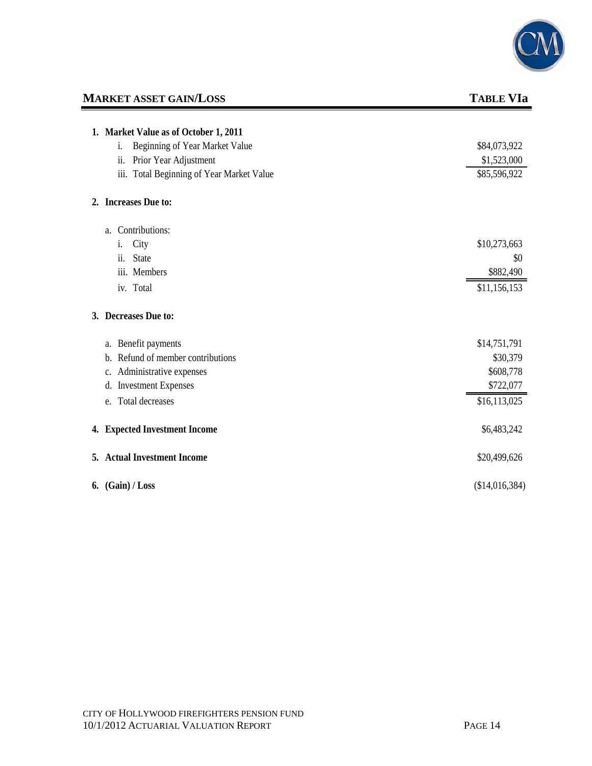## MARKET ASSET GAIN/LOSS

**TABLE VIa**

| | |
|---|---|
| **1. Market Value as of October 1, 2011** | |
| i. Beginning of Year Market Value | $84,073,922 |
| ii. Prior Year Adjustment | $1,523,000 |
| iii. Total Beginning of Year Market Value | $85,596,922 |
| **2. Increases Due to:** | |
| a. Contributions: | |
| i. City | $10,273,663 |
| ii. State | $0 |
| iii. Members | $882,490 |
| iv. Total | $11,156,153 |
| **3. Decreases Due to:** | |
| a. Benefit payments | $14,751,791 |
| b. Refund of member contributions | $30,379 |
| c. Administrative expenses | $608,778 |
| d. Investment Expenses | $722,077 |
| e. Total decreases | $16,113,025 |
| **4. Expected Investment Income** | $6,483,242 |
| **5. Actual Investment Income** | $20,499,626 |
| **6. (Gain) / Loss** | ($14,016,384) |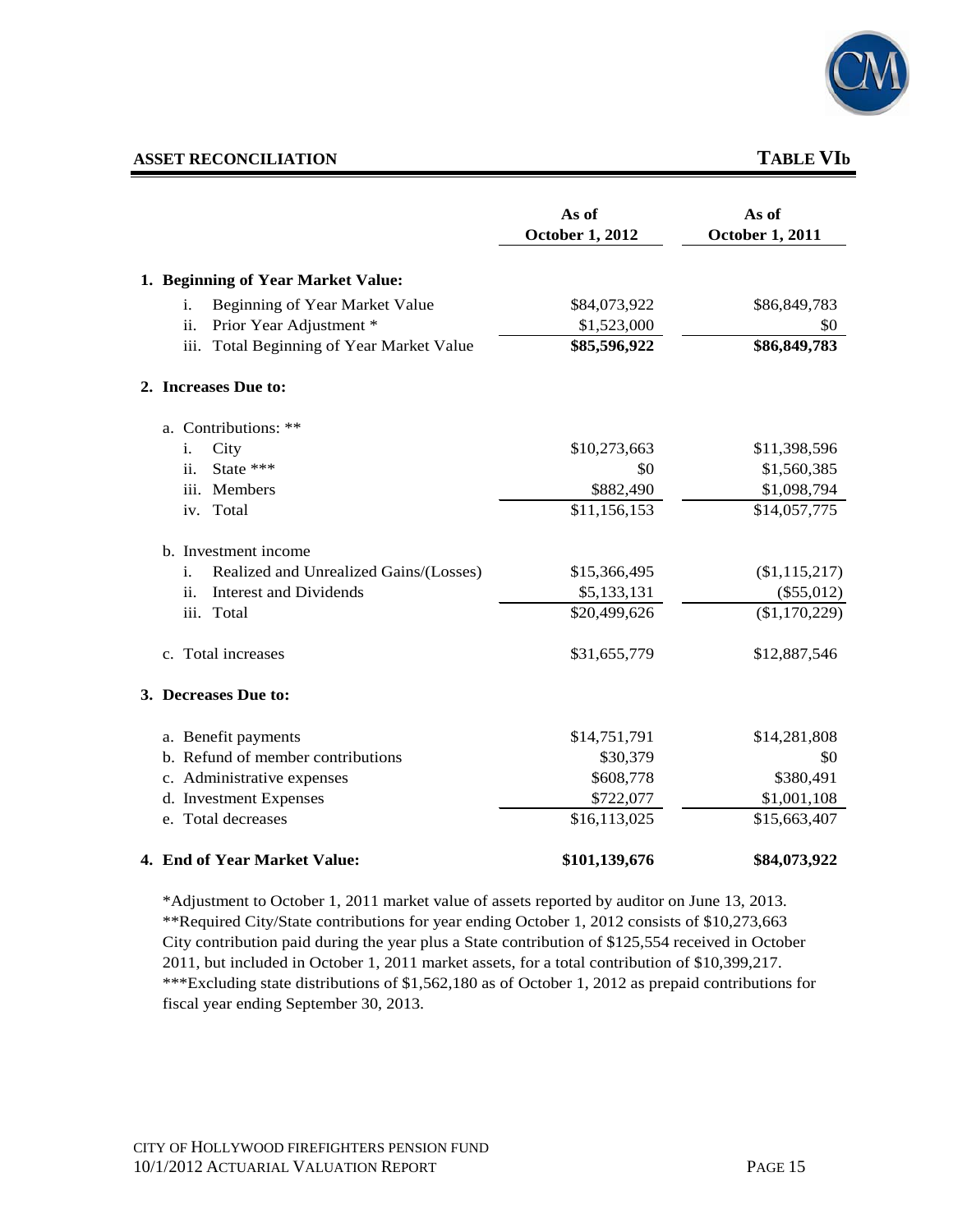## ASSET RECONCILIATION

## TABLE VIb

| | As of October 1, 2012 | As of October 1, 2011 |
|---|---|---|
| **1. Beginning of Year Market Value:** | | |
| i. Beginning of Year Market Value | $84,073,922 | $86,849,783 |
| ii. Prior Year Adjustment * | $1,523,000 | $0 |
| iii. Total Beginning of Year Market Value | **$85,596,922** | **$86,849,783** |
| **2. Increases Due to:** | | |
| a. Contributions: ** | | |
| i. City | $10,273,663 | $11,398,596 |
| ii. State *** | $0 | $1,560,385 |
| iii. Members | $882,490 | $1,098,794 |
| iv. Total | $11,156,153 | $14,057,775 |
| b. Investment income | | |
| i. Realized and Unrealized Gains/(Losses) | $15,366,495 | ($1,115,217) |
| ii. Interest and Dividends | $5,133,131 | ($55,012) |
| iii. Total | $20,499,626 | ($1,170,229) |
| c. Total increases | $31,655,779 | $12,887,546 |
| **3. Decreases Due to:** | | |
| a. Benefit payments | $14,751,791 | $14,281,808 |
| b. Refund of member contributions | $30,379 | $0 |
| c. Administrative expenses | $608,778 | $380,491 |
| d. Investment Expenses | $722,077 | $1,001,108 |
| e. Total decreases | $16,113,025 | $15,663,407 |
| **4. End of Year Market Value:** | **$101,139,676** | **$84,073,922** |

*Adjustment to October 1, 2011 market value of assets reported by auditor on June 13, 2013.
**Required City/State contributions for year ending October 1, 2012 consists of $10,273,663 City contribution paid during the year plus a State contribution of $125,554 received in October 2011, but included in October 1, 2011 market assets, for a total contribution of $10,399,217.
***Excluding state distributions of $1,562,180 as of October 1, 2012 as prepaid contributions for fiscal year ending September 30, 2013.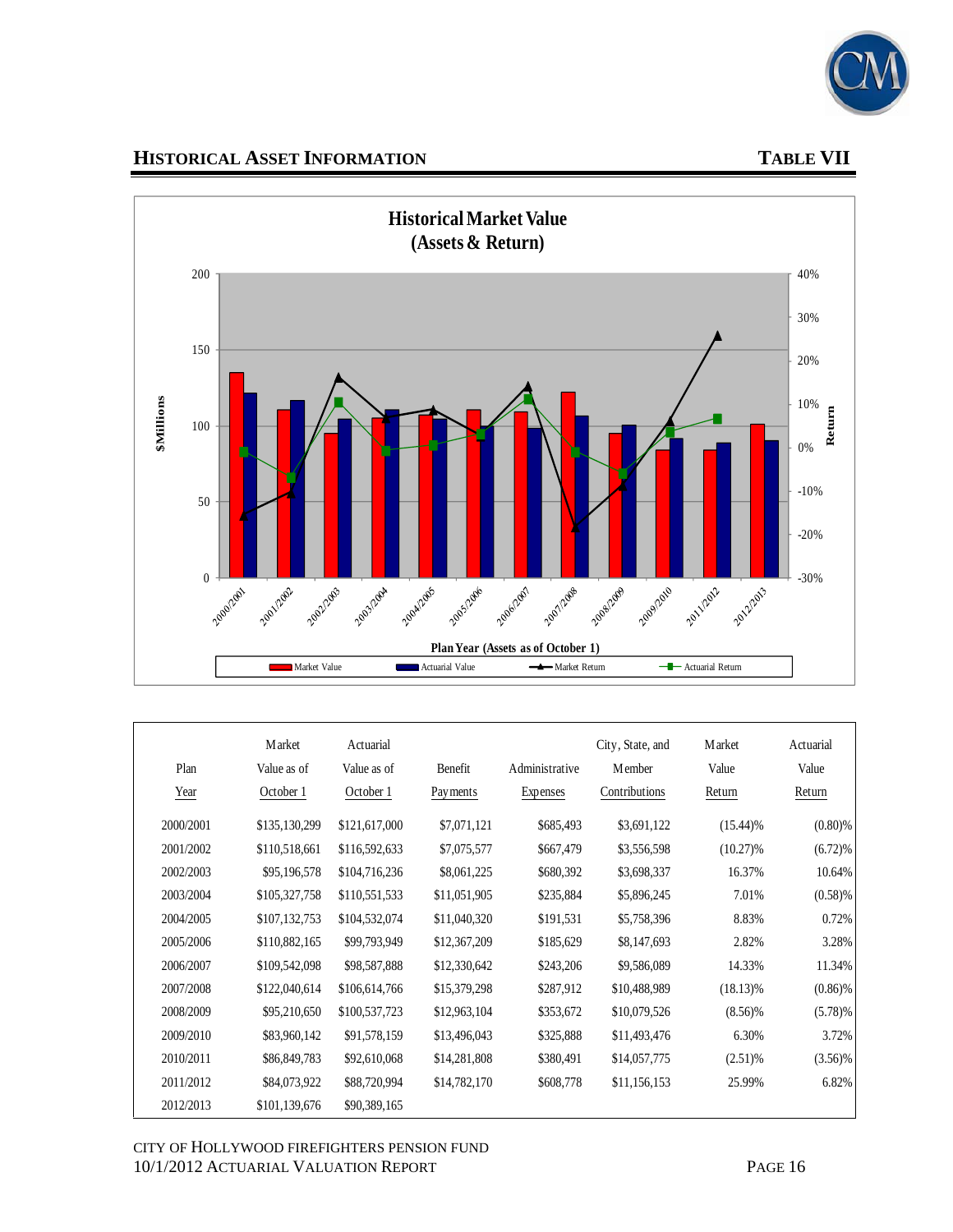## HISTORICAL ASSET INFORMATION

## TABLE VII

| Plan Year | Market Value as of October 1 | Actuarial Value as of October 1 | Benefit Payments | Administrative Expenses | City, State, and Member Contributions | Market Value Return | Actuarial Value Return |
|---|---|---|---|---|---|---|---|
| 2000/2001 | $135,130,299 | $121,617,000 | $7,071,121 | $685,493 | $3,691,122 | (15.44)% | (0.80)% |
| 2001/2002 | $110,518,661 | $116,592,633 | $7,075,577 | $667,479 | $3,556,598 | (10.27)% | (6.72)% |
| 2002/2003 | $95,196,578 | $104,716,236 | $8,061,225 | $680,392 | $3,698,337 | 16.37% | 10.64% |
| 2003/2004 | $105,327,758 | $110,551,533 | $11,051,905 | $235,884 | $5,896,245 | 7.01% | (0.58)% |
| 2004/2005 | $107,132,753 | $104,532,074 | $11,040,320 | $191,531 | $5,758,396 | 8.83% | 0.72% |
| 2005/2006 | $110,882,165 | $99,793,949 | $12,367,209 | $185,629 | $8,147,693 | 2.82% | 3.28% |
| 2006/2007 | $109,542,098 | $98,587,888 | $12,330,642 | $243,206 | $9,586,089 | 14.33% | 11.34% |
| 2007/2008 | $122,040,614 | $106,614,766 | $15,379,298 | $287,912 | $10,488,989 | (18.13)% | (0.86)% |
| 2008/2009 | $95,210,650 | $100,537,723 | $12,963,104 | $353,672 | $10,079,526 | (8.56)% | (5.78)% |
| 2009/2010 | $83,960,142 | $91,578,159 | $13,496,043 | $325,888 | $11,493,476 | 6.30% | 3.72% |
| 2010/2011 | $86,849,783 | $92,610,068 | $14,281,808 | $380,491 | $14,057,775 | (2.51)% | (3.56)% |
| 2011/2012 | $84,073,922 | $88,720,994 | $14,782,170 | $608,778 | $11,156,153 | 25.99% | 6.82% |
| 2012/2013 | $101,139,676 | $90,389,165 | | | | | |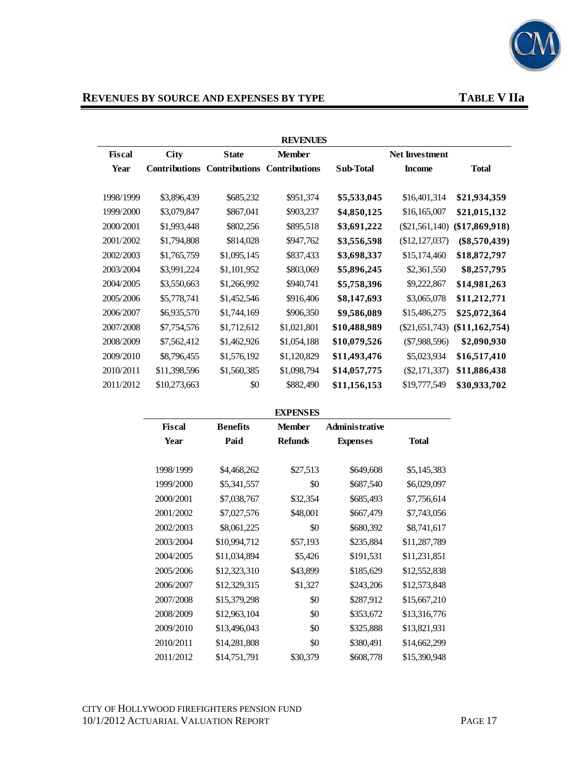## REVENUES BY SOURCE AND EXPENSES BY TYPE

**TABLE V IIa**

**REVENUES**

| Fiscal Year | City Contributions | State Contributions | Member Contributions | Sub-Total | Net Investment Income | Total |
|---|---|---|---|---|---|---|
| 1998/1999 | $3,896,439 | $685,232 | $951,374 | **$5,533,045** | $16,401,314 | **$21,934,359** |
| 1999/2000 | $3,079,847 | $867,041 | $903,237 | **$4,850,125** | $16,165,007 | **$21,015,132** |
| 2000/2001 | $1,993,448 | $802,256 | $895,518 | **$3,691,222** | ($21,561,140) | **($17,869,918)** |
| 2001/2002 | $1,794,808 | $814,028 | $947,762 | **$3,556,598** | ($12,127,037) | **($8,570,439)** |
| 2002/2003 | $1,765,759 | $1,095,145 | $837,433 | **$3,698,337** | $15,174,460 | **$18,872,797** |
| 2003/2004 | $3,991,224 | $1,101,952 | $803,069 | **$5,896,245** | $2,361,550 | **$8,257,795** |
| 2004/2005 | $3,550,663 | $1,266,992 | $940,741 | **$5,758,396** | $9,222,867 | **$14,981,263** |
| 2005/2006 | $5,778,741 | $1,452,546 | $916,406 | **$8,147,693** | $3,065,078 | **$11,212,771** |
| 2006/2007 | $6,935,570 | $1,744,169 | $906,350 | **$9,586,089** | $15,486,275 | **$25,072,364** |
| 2007/2008 | $7,754,576 | $1,712,612 | $1,021,801 | **$10,488,989** | ($21,651,743) | **($11,162,754)** |
| 2008/2009 | $7,562,412 | $1,462,926 | $1,054,188 | **$10,079,526** | ($7,988,596) | **$2,090,930** |
| 2009/2010 | $8,796,455 | $1,576,192 | $1,120,829 | **$11,493,476** | $5,023,934 | **$16,517,410** |
| 2010/2011 | $11,398,596 | $1,560,385 | $1,098,794 | **$14,057,775** | ($2,171,337) | **$11,886,438** |
| 2011/2012 | $10,273,663 | $0 | $882,490 | **$11,156,153** | $19,777,549 | **$30,933,702** |

**EXPENSES**

| Fiscal Year | Benefits Paid | Member Refunds | Administrative Expenses | Total |
|---|---|---|---|---|
| 1998/1999 | $4,468,262 | $27,513 | $649,608 | $5,145,383 |
| 1999/2000 | $5,341,557 | $0 | $687,540 | $6,029,097 |
| 2000/2001 | $7,038,767 | $32,354 | $685,493 | $7,756,614 |
| 2001/2002 | $7,027,576 | $48,001 | $667,479 | $7,743,056 |
| 2002/2003 | $8,061,225 | $0 | $680,392 | $8,741,617 |
| 2003/2004 | $10,994,712 | $57,193 | $235,884 | $11,287,789 |
| 2004/2005 | $11,034,894 | $5,426 | $191,531 | $11,231,851 |
| 2005/2006 | $12,323,310 | $43,899 | $185,629 | $12,552,838 |
| 2006/2007 | $12,329,315 | $1,327 | $243,206 | $12,573,848 |
| 2007/2008 | $15,379,298 | $0 | $287,912 | $15,667,210 |
| 2008/2009 | $12,963,104 | $0 | $353,672 | $13,316,776 |
| 2009/2010 | $13,496,043 | $0 | $325,888 | $13,821,931 |
| 2010/2011 | $14,281,808 | $0 | $380,491 | $14,662,299 |
| 2011/2012 | $14,751,791 | $30,379 | $608,778 | $15,390,948 |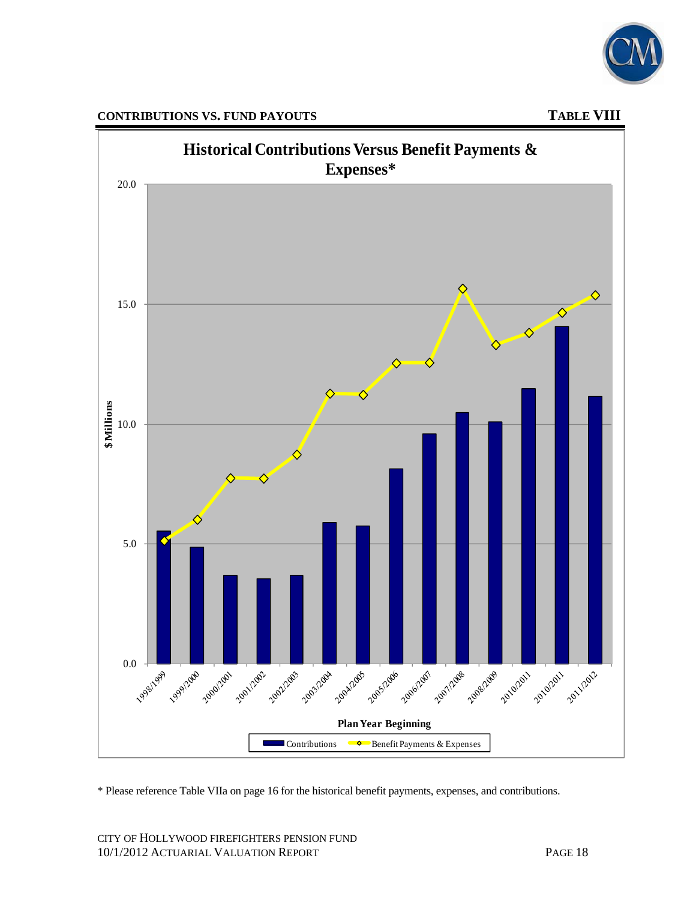## CONTRIBUTIONS VS. FUND PAYOUTS

## TABLE VIII

**Historical Contributions Versus Benefit Payments & Expenses***

\* Please reference Table VIIa on page 16 for the historical benefit payments, expenses, and contributions.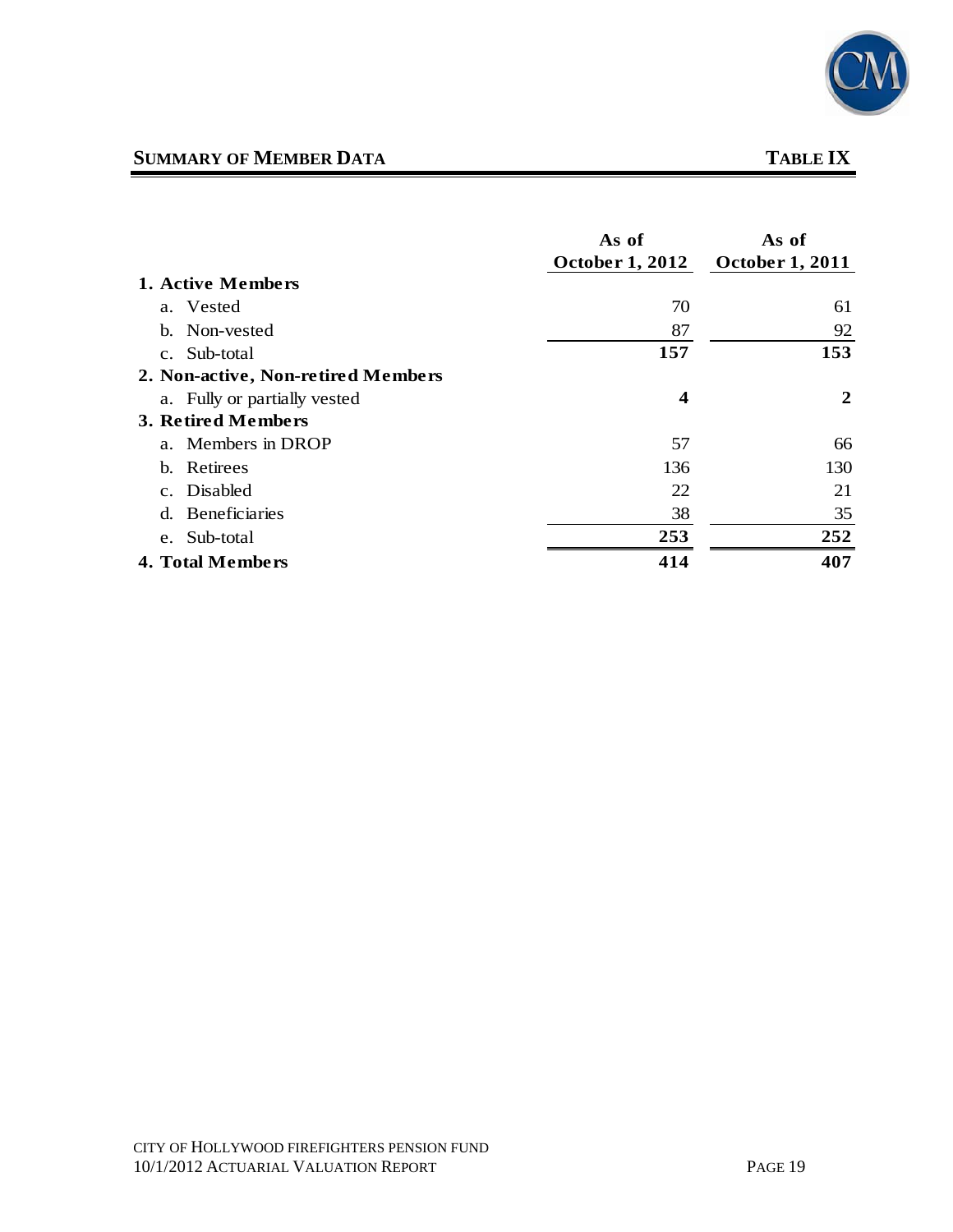## SUMMARY OF MEMBER DATA

## TABLE IX

| | As of October 1, 2012 | As of October 1, 2011 |
|---|---|---|
| **1. Active Members** | | |
| a. Vested | 70 | 61 |
| b. Non-vested | 87 | 92 |
| c. Sub-total | **157** | **153** |
| **2. Non-active, Non-retired Members** | | |
| a. Fully or partially vested | **4** | **2** |
| **3. Retired Members** | | |
| a. Members in DROP | 57 | 66 |
| b. Retirees | 136 | 130 |
| c. Disabled | 22 | 21 |
| d. Beneficiaries | 38 | 35 |
| e. Sub-total | **253** | **252** |
| **4. Total Members** | **414** | **407** |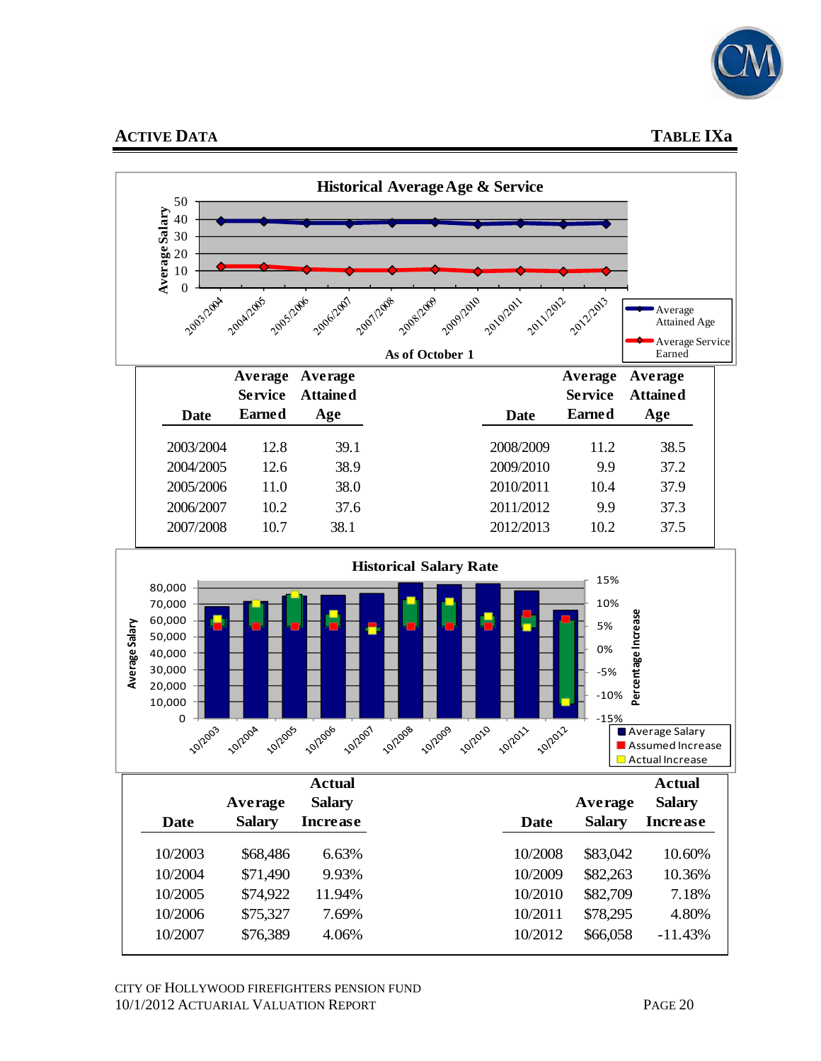## ACTIVE DATA

## TABLE IXa

### Historical Average Age & Service

| Date | Average Service Earned | Average Attained Age |
|---|---|---|
| 2003/2004 | 12.8 | 39.1 |
| 2004/2005 | 12.6 | 38.9 |
| 2005/2006 | 11.0 | 38.0 |
| 2006/2007 | 10.2 | 37.6 |
| 2007/2008 | 10.7 | 38.1 |
| 2008/2009 | 11.2 | 38.5 |
| 2009/2010 | 9.9 | 37.2 |
| 2010/2011 | 10.4 | 37.9 |
| 2011/2012 | 9.9 | 37.3 |
| 2012/2013 | 10.2 | 37.5 |

### Historical Salary Rate

| Date | Average Salary | Actual Salary Increase |
|---|---|---|
| 10/2003 | $68,486 | 6.63% |
| 10/2004 | $71,490 | 9.93% |
| 10/2005 | $74,922 | 11.94% |
| 10/2006 | $75,327 | 7.69% |
| 10/2007 | $76,389 | 4.06% |
| 10/2008 | $83,042 | 10.60% |
| 10/2009 | $82,263 | 10.36% |
| 10/2010 | $82,709 | 7.18% |
| 10/2011 | $78,295 | 4.80% |
| 10/2012 | $66,058 | -11.43% |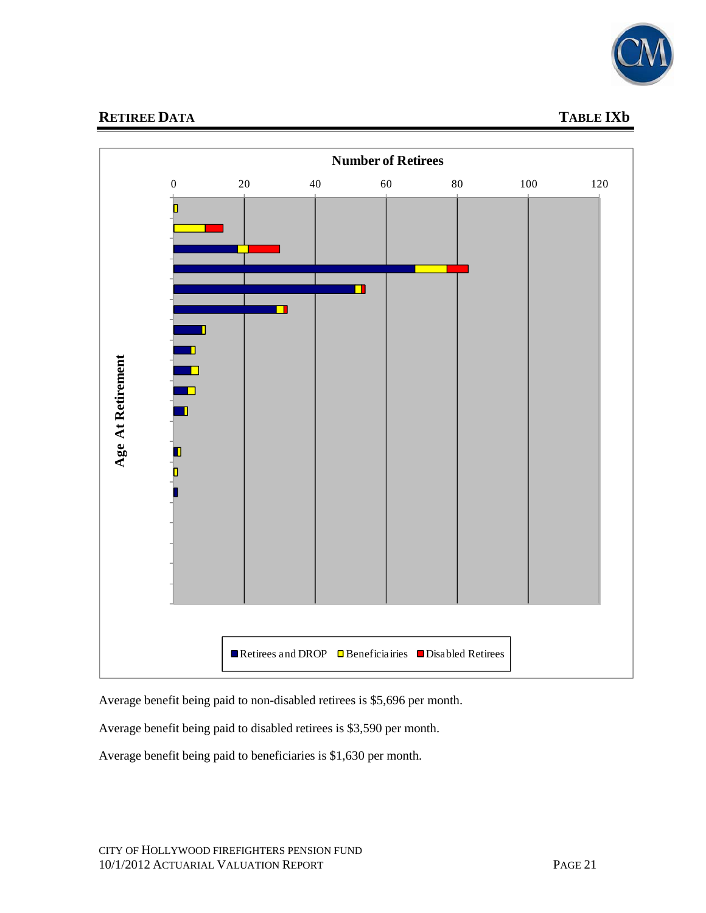## RETIREE DATA

## TABLE IXb

**Number of Retirees**

**Age At Retirement**

■ Retirees and DROP ■ Beneficiairies ■ Disabled Retirees

Average benefit being paid to non-disabled retirees is $5,696 per month.

Average benefit being paid to disabled retirees is $3,590 per month.

Average benefit being paid to beneficiaries is $1,630 per month.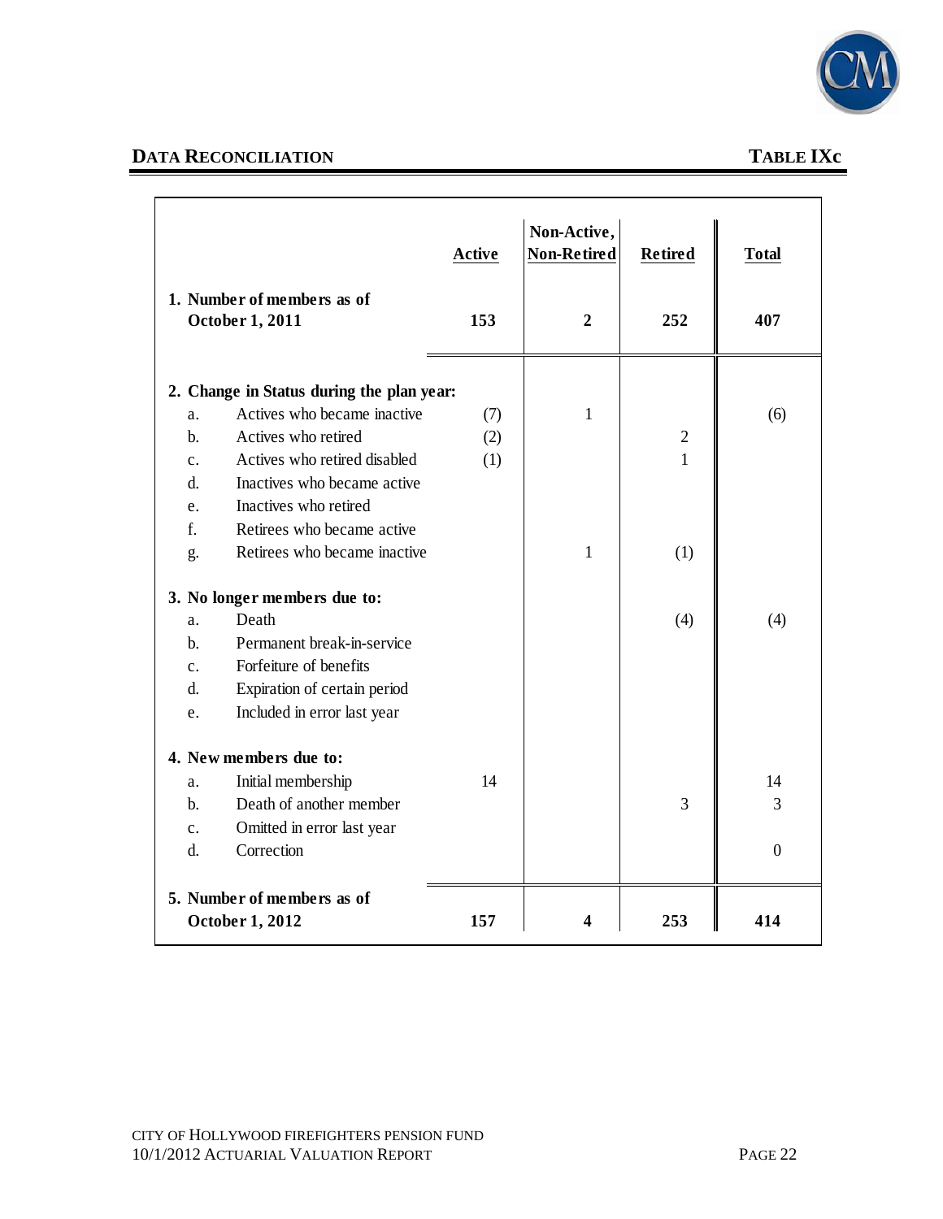## DATA RECONCILIATION — TABLE IXc

| | Active | Non-Active, Non-Retired | Retired | Total |
|---|---|---|---|---|
| **1. Number of members as of October 1, 2011** | **153** | **2** | **252** | **407** |
| **2. Change in Status during the plan year:** | | | | |
| a. Actives who became inactive | (7) | 1 | | (6) |
| b. Actives who retired | (2) | | 2 | |
| c. Actives who retired disabled | (1) | | 1 | |
| d. Inactives who became active | | | | |
| e. Inactives who retired | | | | |
| f. Retirees who became active | | | | |
| g. Retirees who became inactive | | 1 | (1) | |
| **3. No longer members due to:** | | | | |
| a. Death | | | (4) | (4) |
| b. Permanent break-in-service | | | | |
| c. Forfeiture of benefits | | | | |
| d. Expiration of certain period | | | | |
| e. Included in error last year | | | | |
| **4. New members due to:** | | | | |
| a. Initial membership | 14 | | | 14 |
| b. Death of another member | | | 3 | 3 |
| c. Omitted in error last year | | | | |
| d. Correction | | | | 0 |
| **5. Number of members as of October 1, 2012** | **157** | **4** | **253** | **414** |

CITY OF HOLLYWOOD FIREFIGHTERS PENSION FUND
10/1/2012 ACTUARIAL VALUATION REPORT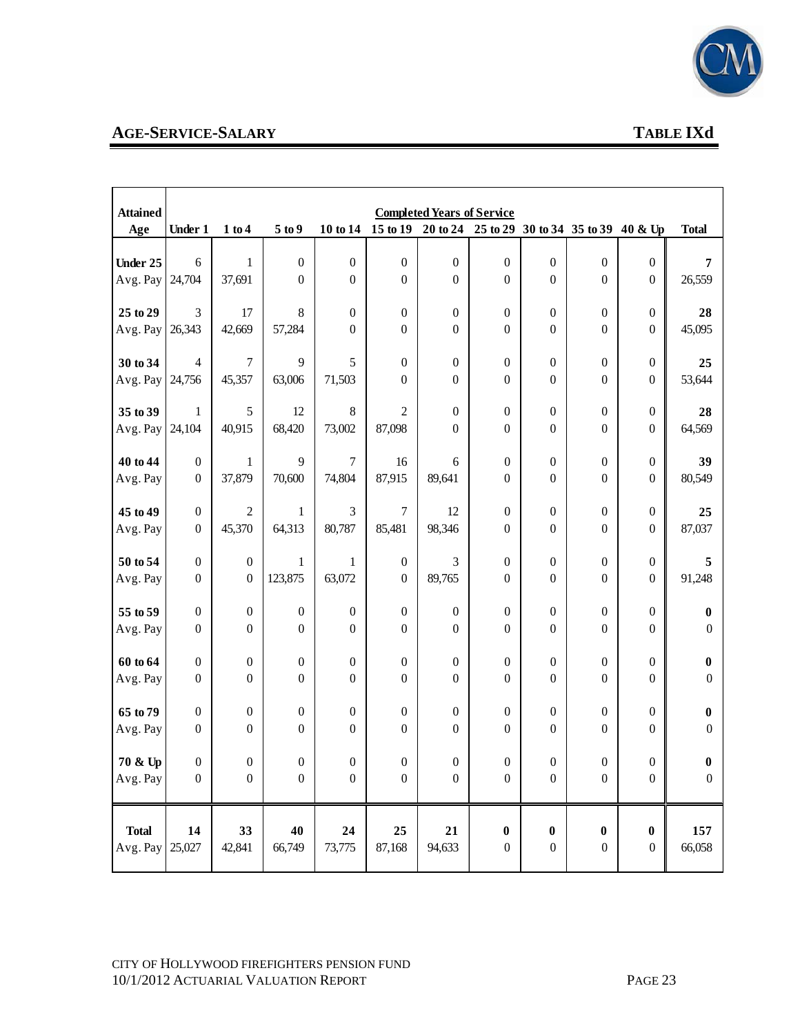## AGE-SERVICE-SALARY

**TABLE IXd**

| Attained Age | Completed Years of Service | | | | | | | | | | |
|---|---|---|---|---|---|---|---|---|---|---|---|
| | Under 1 | 1 to 4 | 5 to 9 | 10 to 14 | 15 to 19 | 20 to 24 | 25 to 29 | 30 to 34 | 35 to 39 | 40 & Up | Total |
| **Under 25** | 6 | 1 | 0 | 0 | 0 | 0 | 0 | 0 | 0 | 0 | **7** |
| Avg. Pay | 24,704 | 37,691 | 0 | 0 | 0 | 0 | 0 | 0 | 0 | 0 | 26,559 |
| **25 to 29** | 3 | 17 | 8 | 0 | 0 | 0 | 0 | 0 | 0 | 0 | **28** |
| Avg. Pay | 26,343 | 42,669 | 57,284 | 0 | 0 | 0 | 0 | 0 | 0 | 0 | 45,095 |
| **30 to 34** | 4 | 7 | 9 | 5 | 0 | 0 | 0 | 0 | 0 | 0 | **25** |
| Avg. Pay | 24,756 | 45,357 | 63,006 | 71,503 | 0 | 0 | 0 | 0 | 0 | 0 | 53,644 |
| **35 to 39** | 1 | 5 | 12 | 8 | 2 | 0 | 0 | 0 | 0 | 0 | **28** |
| Avg. Pay | 24,104 | 40,915 | 68,420 | 73,002 | 87,098 | 0 | 0 | 0 | 0 | 0 | 64,569 |
| **40 to 44** | 0 | 1 | 9 | 7 | 16 | 6 | 0 | 0 | 0 | 0 | **39** |
| Avg. Pay | 0 | 37,879 | 70,600 | 74,804 | 87,915 | 89,641 | 0 | 0 | 0 | 0 | 80,549 |
| **45 to 49** | 0 | 2 | 1 | 3 | 7 | 12 | 0 | 0 | 0 | 0 | **25** |
| Avg. Pay | 0 | 45,370 | 64,313 | 80,787 | 85,481 | 98,346 | 0 | 0 | 0 | 0 | 87,037 |
| **50 to 54** | 0 | 0 | 1 | 1 | 0 | 3 | 0 | 0 | 0 | 0 | **5** |
| Avg. Pay | 0 | 0 | 123,875 | 63,072 | 0 | 89,765 | 0 | 0 | 0 | 0 | 91,248 |
| **55 to 59** | 0 | 0 | 0 | 0 | 0 | 0 | 0 | 0 | 0 | 0 | **0** |
| Avg. Pay | 0 | 0 | 0 | 0 | 0 | 0 | 0 | 0 | 0 | 0 | 0 |
| **60 to 64** | 0 | 0 | 0 | 0 | 0 | 0 | 0 | 0 | 0 | 0 | **0** |
| Avg. Pay | 0 | 0 | 0 | 0 | 0 | 0 | 0 | 0 | 0 | 0 | 0 |
| **65 to 79** | 0 | 0 | 0 | 0 | 0 | 0 | 0 | 0 | 0 | 0 | **0** |
| Avg. Pay | 0 | 0 | 0 | 0 | 0 | 0 | 0 | 0 | 0 | 0 | 0 |
| **70 & Up** | 0 | 0 | 0 | 0 | 0 | 0 | 0 | 0 | 0 | 0 | **0** |
| Avg. Pay | 0 | 0 | 0 | 0 | 0 | 0 | 0 | 0 | 0 | 0 | 0 |
| **Total** | **14** | **33** | **40** | **24** | **25** | **21** | **0** | **0** | **0** | **0** | **157** |
| Avg. Pay | 25,027 | 42,841 | 66,749 | 73,775 | 87,168 | 94,633 | 0 | 0 | 0 | 0 | 66,058 |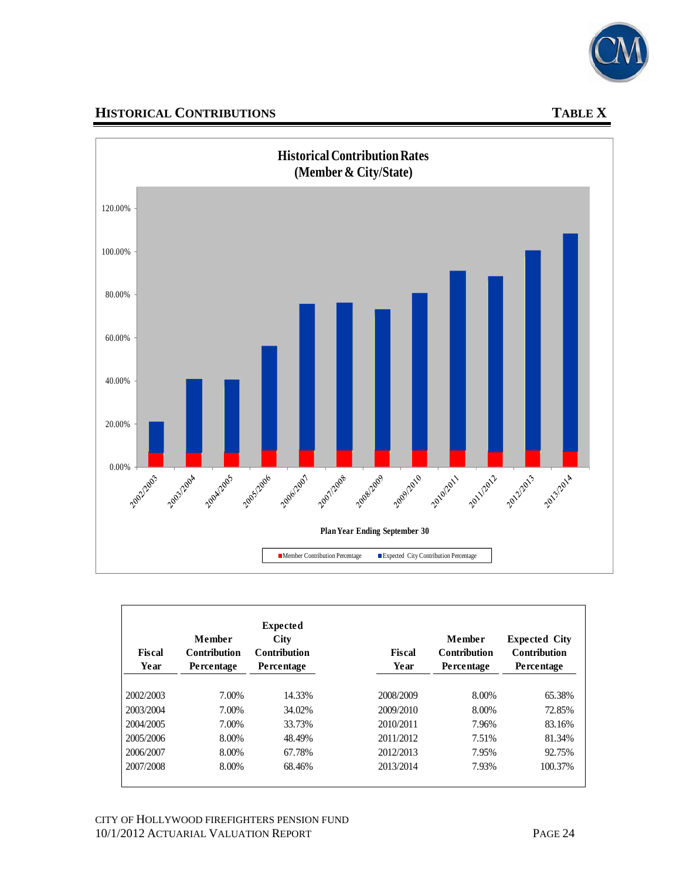## HISTORICAL CONTRIBUTIONS

## TABLE X

**Historical Contribution Rates (Member & City/State)**

Plan Year Ending September 30

■ Member Contribution Percentage ■ Expected City Contribution Percentage

| Fiscal Year | Member Contribution Percentage | Expected City Contribution Percentage | Fiscal Year | Member Contribution Percentage | Expected City Contribution Percentage |
|---|---|---|---|---|---|
| 2002/2003 | 7.00% | 14.33% | 2008/2009 | 8.00% | 65.38% |
| 2003/2004 | 7.00% | 34.02% | 2009/2010 | 8.00% | 72.85% |
| 2004/2005 | 7.00% | 33.73% | 2010/2011 | 7.96% | 83.16% |
| 2005/2006 | 8.00% | 48.49% | 2011/2012 | 7.51% | 81.34% |
| 2006/2007 | 8.00% | 67.78% | 2012/2013 | 7.95% | 92.75% |
| 2007/2008 | 8.00% | 68.46% | 2013/2014 | 7.93% | 100.37% |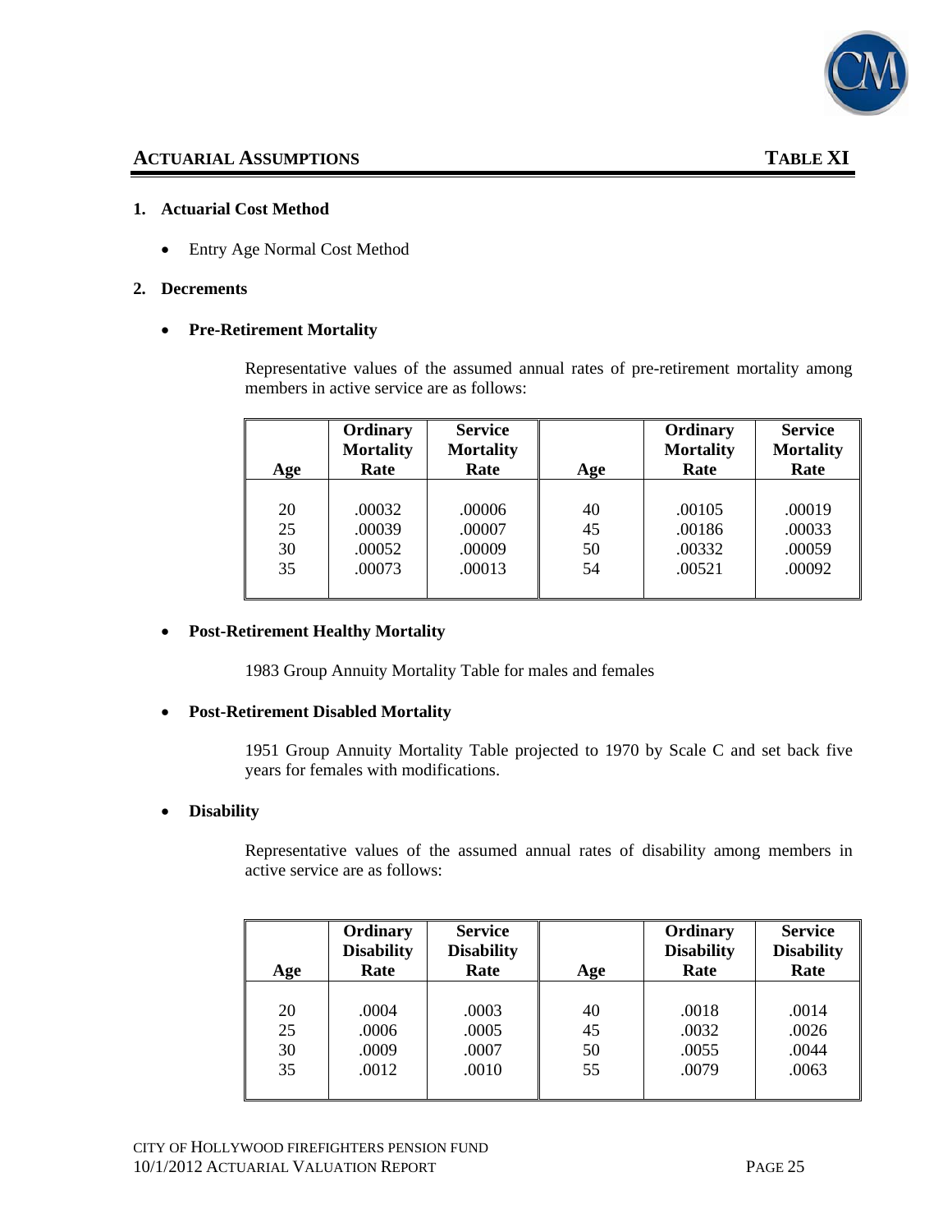## ACTUARIAL ASSUMPTIONS — TABLE XI

**1. Actuarial Cost Method**

- Entry Age Normal Cost Method

**2. Decrements**

- **Pre-Retirement Mortality**

  Representative values of the assumed annual rates of pre-retirement mortality among members in active service are as follows:

| Age | Ordinary Mortality Rate | Service Mortality Rate | Age | Ordinary Mortality Rate | Service Mortality Rate |
|---|---|---|---|---|---|
| 20 | .00032 | .00006 | 40 | .00105 | .00019 |
| 25 | .00039 | .00007 | 45 | .00186 | .00033 |
| 30 | .00052 | .00009 | 50 | .00332 | .00059 |
| 35 | .00073 | .00013 | 54 | .00521 | .00092 |

- **Post-Retirement Healthy Mortality**

  1983 Group Annuity Mortality Table for males and females

- **Post-Retirement Disabled Mortality**

  1951 Group Annuity Mortality Table projected to 1970 by Scale C and set back five years for females with modifications.

- **Disability**

  Representative values of the assumed annual rates of disability among members in active service are as follows:

| Age | Ordinary Disability Rate | Service Disability Rate | Age | Ordinary Disability Rate | Service Disability Rate |
|---|---|---|---|---|---|
| 20 | .0004 | .0003 | 40 | .0018 | .0014 |
| 25 | .0006 | .0005 | 45 | .0032 | .0026 |
| 30 | .0009 | .0007 | 50 | .0055 | .0044 |
| 35 | .0012 | .0010 | 55 | .0079 | .0063 |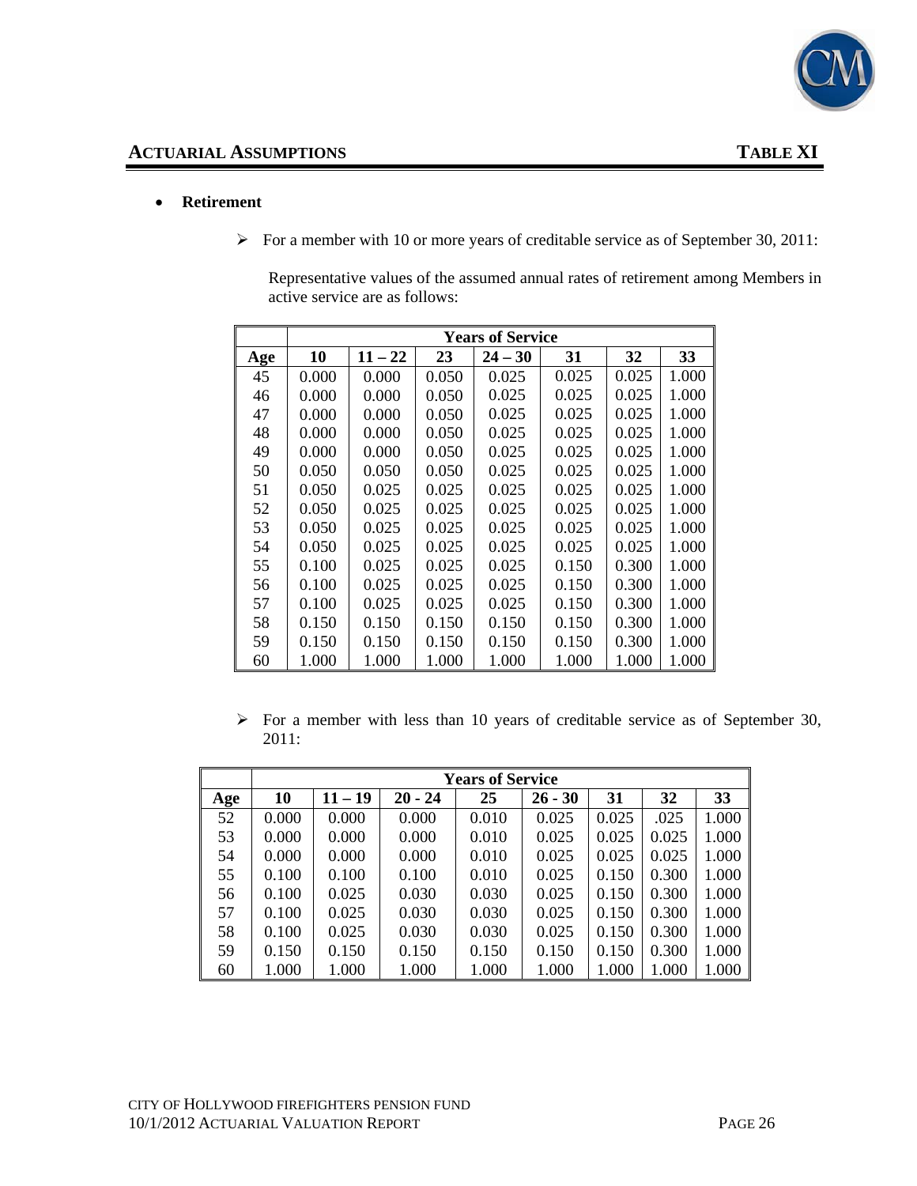## ACTUARIAL ASSUMPTIONS — TABLE XI

- **Retirement**

  - For a member with 10 or more years of creditable service as of September 30, 2011:

    Representative values of the assumed annual rates of retirement among Members in active service are as follows:

| | Years of Service | | | | | | |
|---|---|---|---|---|---|---|---|
| Age | 10 | 11 – 22 | 23 | 24 – 30 | 31 | 32 | 33 |
| 45 | 0.000 | 0.000 | 0.050 | 0.025 | 0.025 | 0.025 | 1.000 |
| 46 | 0.000 | 0.000 | 0.050 | 0.025 | 0.025 | 0.025 | 1.000 |
| 47 | 0.000 | 0.000 | 0.050 | 0.025 | 0.025 | 0.025 | 1.000 |
| 48 | 0.000 | 0.000 | 0.050 | 0.025 | 0.025 | 0.025 | 1.000 |
| 49 | 0.000 | 0.000 | 0.050 | 0.025 | 0.025 | 0.025 | 1.000 |
| 50 | 0.050 | 0.050 | 0.050 | 0.025 | 0.025 | 0.025 | 1.000 |
| 51 | 0.050 | 0.025 | 0.025 | 0.025 | 0.025 | 0.025 | 1.000 |
| 52 | 0.050 | 0.025 | 0.025 | 0.025 | 0.025 | 0.025 | 1.000 |
| 53 | 0.050 | 0.025 | 0.025 | 0.025 | 0.025 | 0.025 | 1.000 |
| 54 | 0.050 | 0.025 | 0.025 | 0.025 | 0.025 | 0.025 | 1.000 |
| 55 | 0.100 | 0.025 | 0.025 | 0.025 | 0.150 | 0.300 | 1.000 |
| 56 | 0.100 | 0.025 | 0.025 | 0.025 | 0.150 | 0.300 | 1.000 |
| 57 | 0.100 | 0.025 | 0.025 | 0.025 | 0.150 | 0.300 | 1.000 |
| 58 | 0.150 | 0.150 | 0.150 | 0.150 | 0.150 | 0.300 | 1.000 |
| 59 | 0.150 | 0.150 | 0.150 | 0.150 | 0.150 | 0.300 | 1.000 |
| 60 | 1.000 | 1.000 | 1.000 | 1.000 | 1.000 | 1.000 | 1.000 |

  - For a member with less than 10 years of creditable service as of September 30, 2011:

| | Years of Service | | | | | | | |
|---|---|---|---|---|---|---|---|---|
| Age | 10 | 11 – 19 | 20 - 24 | 25 | 26 - 30 | 31 | 32 | 33 |
| 52 | 0.000 | 0.000 | 0.000 | 0.010 | 0.025 | 0.025 | .025 | 1.000 |
| 53 | 0.000 | 0.000 | 0.000 | 0.010 | 0.025 | 0.025 | 0.025 | 1.000 |
| 54 | 0.000 | 0.000 | 0.000 | 0.010 | 0.025 | 0.025 | 0.025 | 1.000 |
| 55 | 0.100 | 0.100 | 0.100 | 0.010 | 0.025 | 0.150 | 0.300 | 1.000 |
| 56 | 0.100 | 0.025 | 0.030 | 0.030 | 0.025 | 0.150 | 0.300 | 1.000 |
| 57 | 0.100 | 0.025 | 0.030 | 0.030 | 0.025 | 0.150 | 0.300 | 1.000 |
| 58 | 0.100 | 0.025 | 0.030 | 0.030 | 0.025 | 0.150 | 0.300 | 1.000 |
| 59 | 0.150 | 0.150 | 0.150 | 0.150 | 0.150 | 0.150 | 0.300 | 1.000 |
| 60 | 1.000 | 1.000 | 1.000 | 1.000 | 1.000 | 1.000 | 1.000 | 1.000 |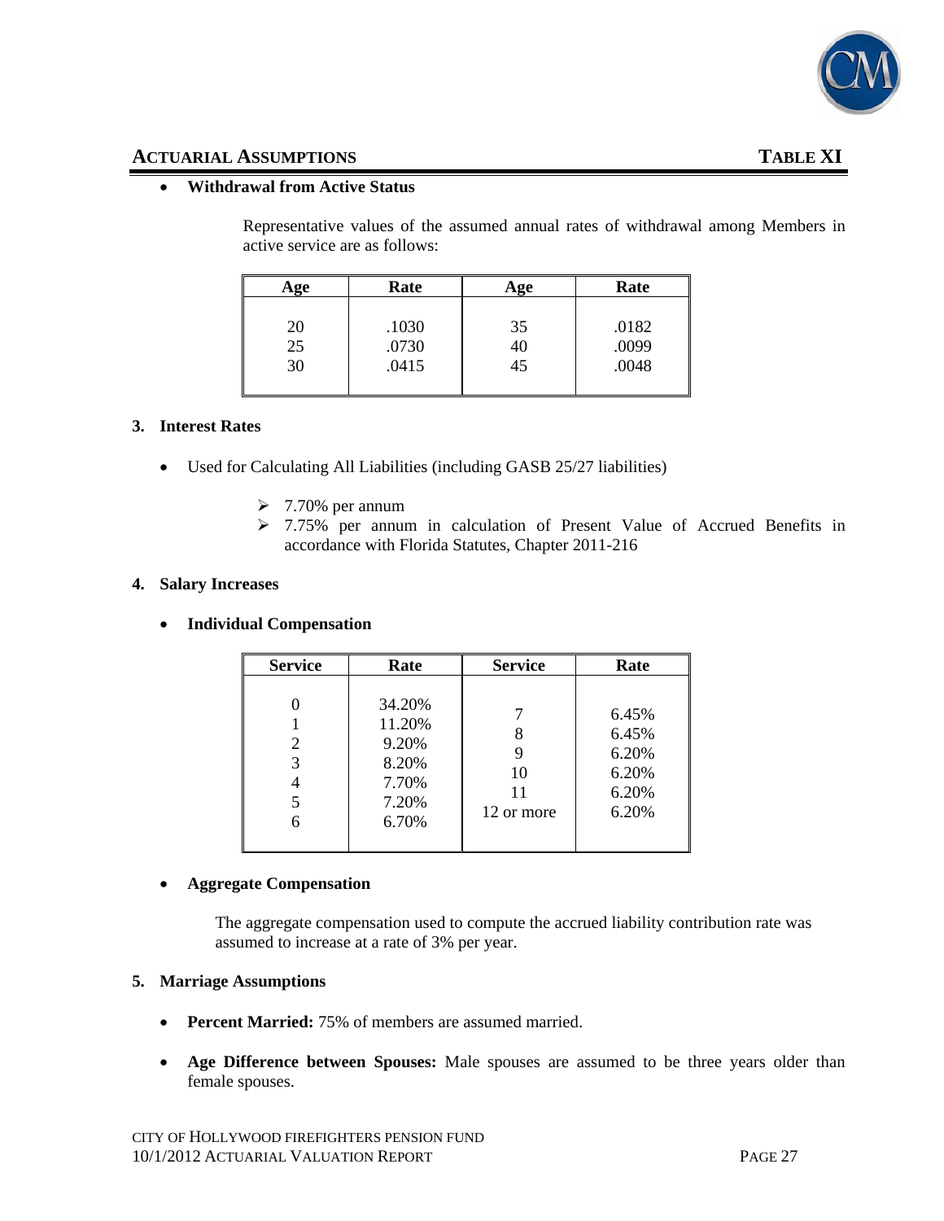## ACTUARIAL ASSUMPTIONS — TABLE XI

- **Withdrawal from Active Status**

  Representative values of the assumed annual rates of withdrawal among Members in active service are as follows:

| Age | Rate | Age | Rate |
|---|---|---|---|
| 20 | .1030 | 35 | .0182 |
| 25 | .0730 | 40 | .0099 |
| 30 | .0415 | 45 | .0048 |

### 3. Interest Rates

- Used for Calculating All Liabilities (including GASB 25/27 liabilities)
  - 7.70% per annum
  - 7.75% per annum in calculation of Present Value of Accrued Benefits in accordance with Florida Statutes, Chapter 2011-216

### 4. Salary Increases

- **Individual Compensation**

| Service | Rate | Service | Rate |
|---|---|---|---|
| 0 | 34.20% | 7 | 6.45% |
| 1 | 11.20% | 8 | 6.45% |
| 2 | 9.20% | 9 | 6.20% |
| 3 | 8.20% | 10 | 6.20% |
| 4 | 7.70% | 11 | 6.20% |
| 5 | 7.20% | 12 or more | 6.20% |
| 6 | 6.70% | | |

- **Aggregate Compensation**

  The aggregate compensation used to compute the accrued liability contribution rate was assumed to increase at a rate of 3% per year.

### 5. Marriage Assumptions

- **Percent Married:** 75% of members are assumed married.
- **Age Difference between Spouses:** Male spouses are assumed to be three years older than female spouses.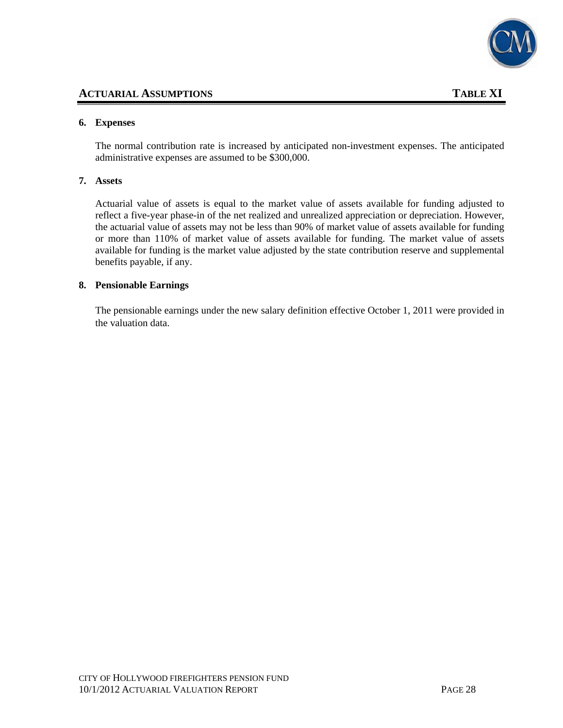## ACTUARIAL ASSUMPTIONS — TABLE XI

### 6. Expenses

The normal contribution rate is increased by anticipated non-investment expenses. The anticipated administrative expenses are assumed to be $300,000.

### 7. Assets

Actuarial value of assets is equal to the market value of assets available for funding adjusted to reflect a five-year phase-in of the net realized and unrealized appreciation or depreciation. However, the actuarial value of assets may not be less than 90% of market value of assets available for funding or more than 110% of market value of assets available for funding. The market value of assets available for funding is the market value adjusted by the state contribution reserve and supplemental benefits payable, if any.

### 8. Pensionable Earnings

The pensionable earnings under the new salary definition effective October 1, 2011 were provided in the valuation data.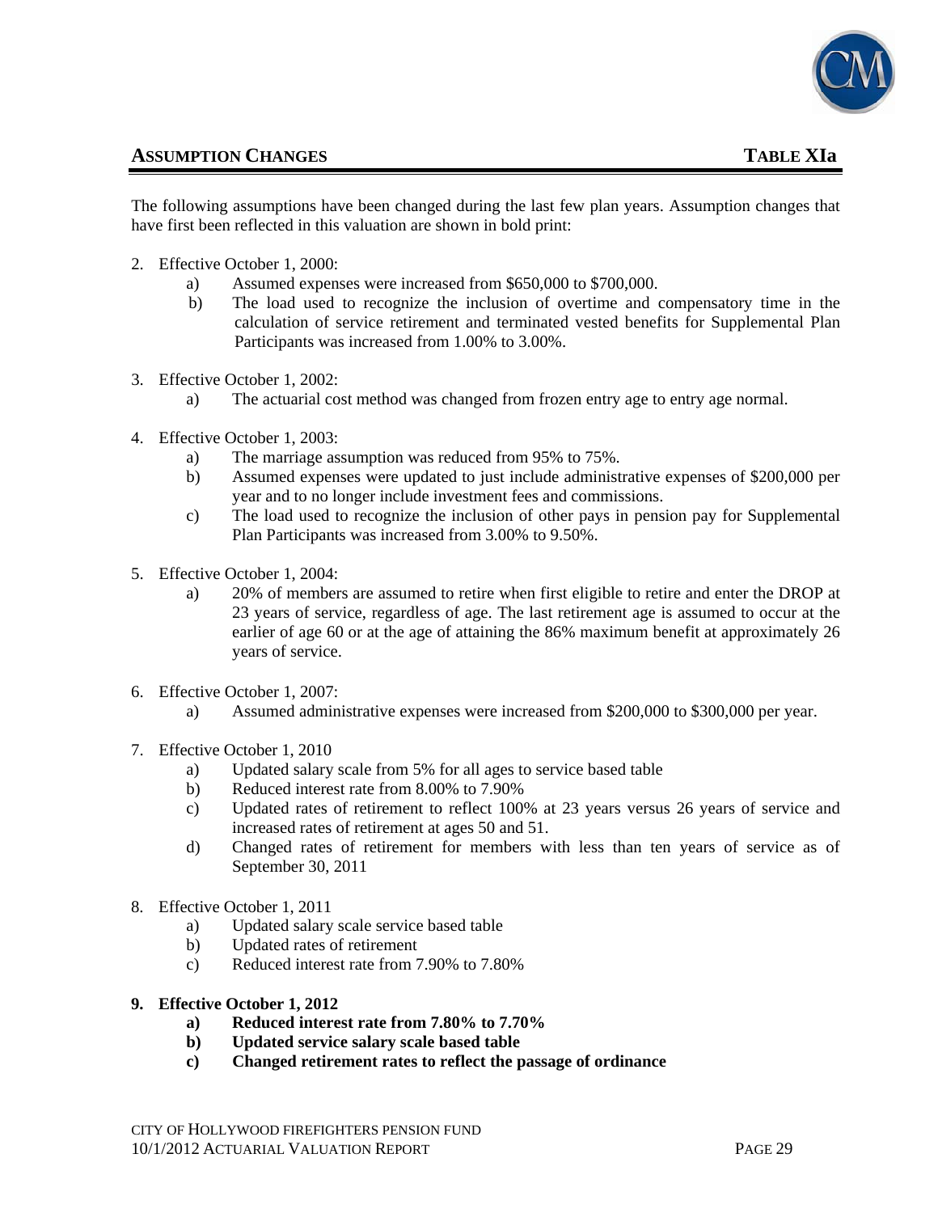## ASSUMPTION CHANGES TABLE XIa

The following assumptions have been changed during the last few plan years. Assumption changes that have first been reflected in this valuation are shown in bold print:

2. Effective October 1, 2000:
   - a) Assumed expenses were increased from $650,000 to $700,000.
   - b) The load used to recognize the inclusion of overtime and compensatory time in the calculation of service retirement and terminated vested benefits for Supplemental Plan Participants was increased from 1.00% to 3.00%.

3. Effective October 1, 2002:
   - a) The actuarial cost method was changed from frozen entry age to entry age normal.

4. Effective October 1, 2003:
   - a) The marriage assumption was reduced from 95% to 75%.
   - b) Assumed expenses were updated to just include administrative expenses of $200,000 per year and to no longer include investment fees and commissions.
   - c) The load used to recognize the inclusion of other pays in pension pay for Supplemental Plan Participants was increased from 3.00% to 9.50%.

5. Effective October 1, 2004:
   - a) 20% of members are assumed to retire when first eligible to retire and enter the DROP at 23 years of service, regardless of age. The last retirement age is assumed to occur at the earlier of age 60 or at the age of attaining the 86% maximum benefit at approximately 26 years of service.

6. Effective October 1, 2007:
   - a) Assumed administrative expenses were increased from $200,000 to $300,000 per year.

7. Effective October 1, 2010
   - a) Updated salary scale from 5% for all ages to service based table
   - b) Reduced interest rate from 8.00% to 7.90%
   - c) Updated rates of retirement to reflect 100% at 23 years versus 26 years of service and increased rates of retirement at ages 50 and 51.
   - d) Changed rates of retirement for members with less than ten years of service as of September 30, 2011

8. Effective October 1, 2011
   - a) Updated salary scale service based table
   - b) Updated rates of retirement
   - c) Reduced interest rate from 7.90% to 7.80%

9. **Effective October 1, 2012**
   - **a) Reduced interest rate from 7.80% to 7.70%**
   - **b) Updated service salary scale based table**
   - **c) Changed retirement rates to reflect the passage of ordinance**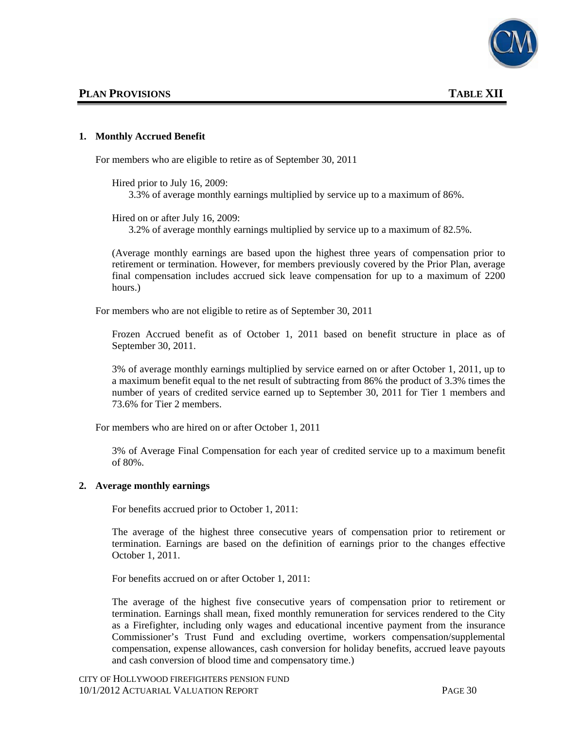## PLAN PROVISIONS — TABLE XII

### 1. Monthly Accrued Benefit

For members who are eligible to retire as of September 30, 2011

Hired prior to July 16, 2009:

3.3% of average monthly earnings multiplied by service up to a maximum of 86%.

Hired on or after July 16, 2009:

3.2% of average monthly earnings multiplied by service up to a maximum of 82.5%.

(Average monthly earnings are based upon the highest three years of compensation prior to retirement or termination. However, for members previously covered by the Prior Plan, average final compensation includes accrued sick leave compensation for up to a maximum of 2200 hours.)

For members who are not eligible to retire as of September 30, 2011

Frozen Accrued benefit as of October 1, 2011 based on benefit structure in place as of September 30, 2011.

3% of average monthly earnings multiplied by service earned on or after October 1, 2011, up to a maximum benefit equal to the net result of subtracting from 86% the product of 3.3% times the number of years of credited service earned up to September 30, 2011 for Tier 1 members and 73.6% for Tier 2 members.

For members who are hired on or after October 1, 2011

3% of Average Final Compensation for each year of credited service up to a maximum benefit of 80%.

### 2. Average monthly earnings

For benefits accrued prior to October 1, 2011:

The average of the highest three consecutive years of compensation prior to retirement or termination. Earnings are based on the definition of earnings prior to the changes effective October 1, 2011.

For benefits accrued on or after October 1, 2011:

The average of the highest five consecutive years of compensation prior to retirement or termination. Earnings shall mean, fixed monthly remuneration for services rendered to the City as a Firefighter, including only wages and educational incentive payment from the insurance Commissioner's Trust Fund and excluding overtime, workers compensation/supplemental compensation, expense allowances, cash conversion for holiday benefits, accrued leave payouts and cash conversion of blood time and compensatory time.)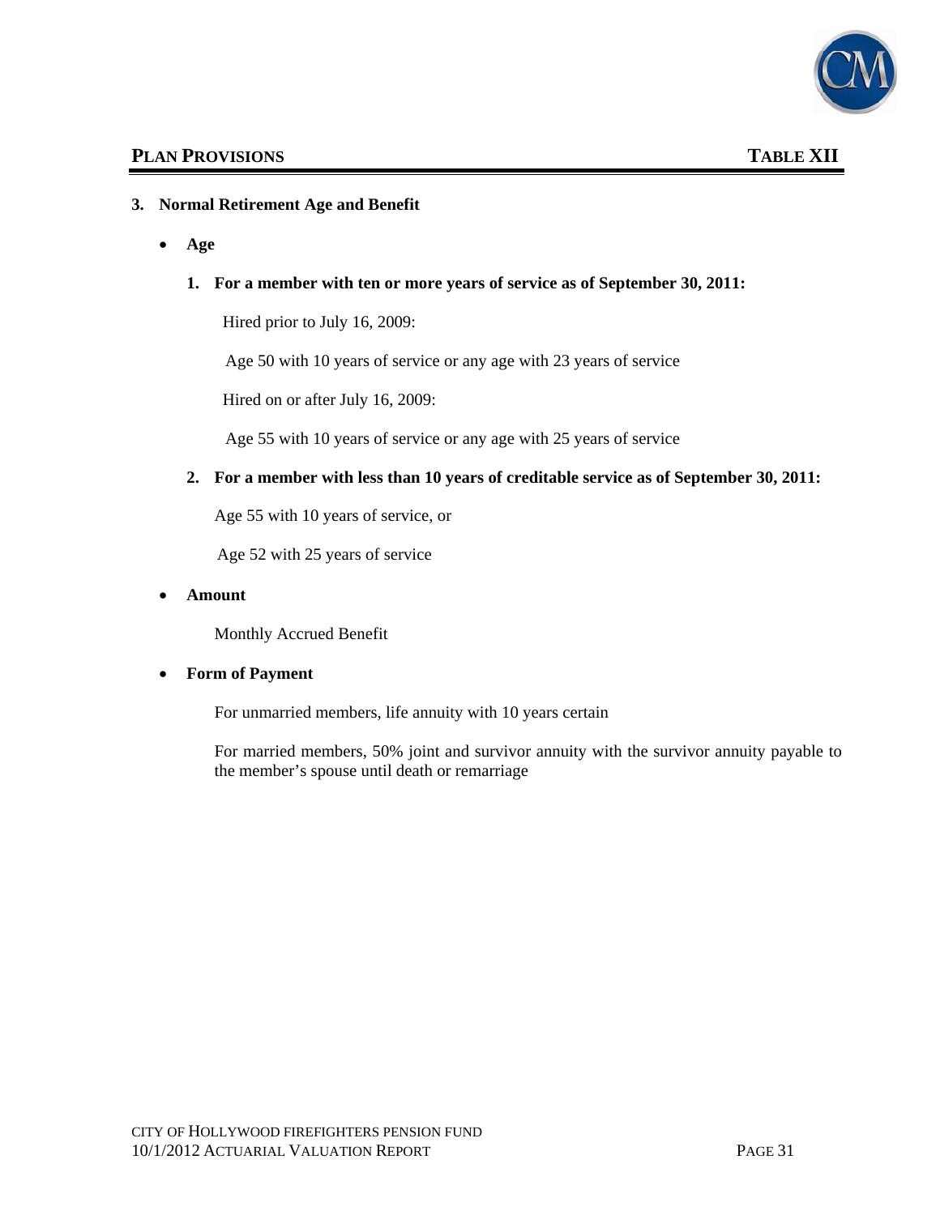## PLAN PROVISIONS — TABLE XII

**3. Normal Retirement Age and Benefit**

- **Age**

  **1. For a member with ten or more years of service as of September 30, 2011:**

  Hired prior to July 16, 2009:

  Age 50 with 10 years of service or any age with 23 years of service

  Hired on or after July 16, 2009:

  Age 55 with 10 years of service or any age with 25 years of service

  **2. For a member with less than 10 years of creditable service as of September 30, 2011:**

  Age 55 with 10 years of service, or

  Age 52 with 25 years of service

- **Amount**

  Monthly Accrued Benefit

- **Form of Payment**

  For unmarried members, life annuity with 10 years certain

  For married members, 50% joint and survivor annuity with the survivor annuity payable to the member's spouse until death or remarriage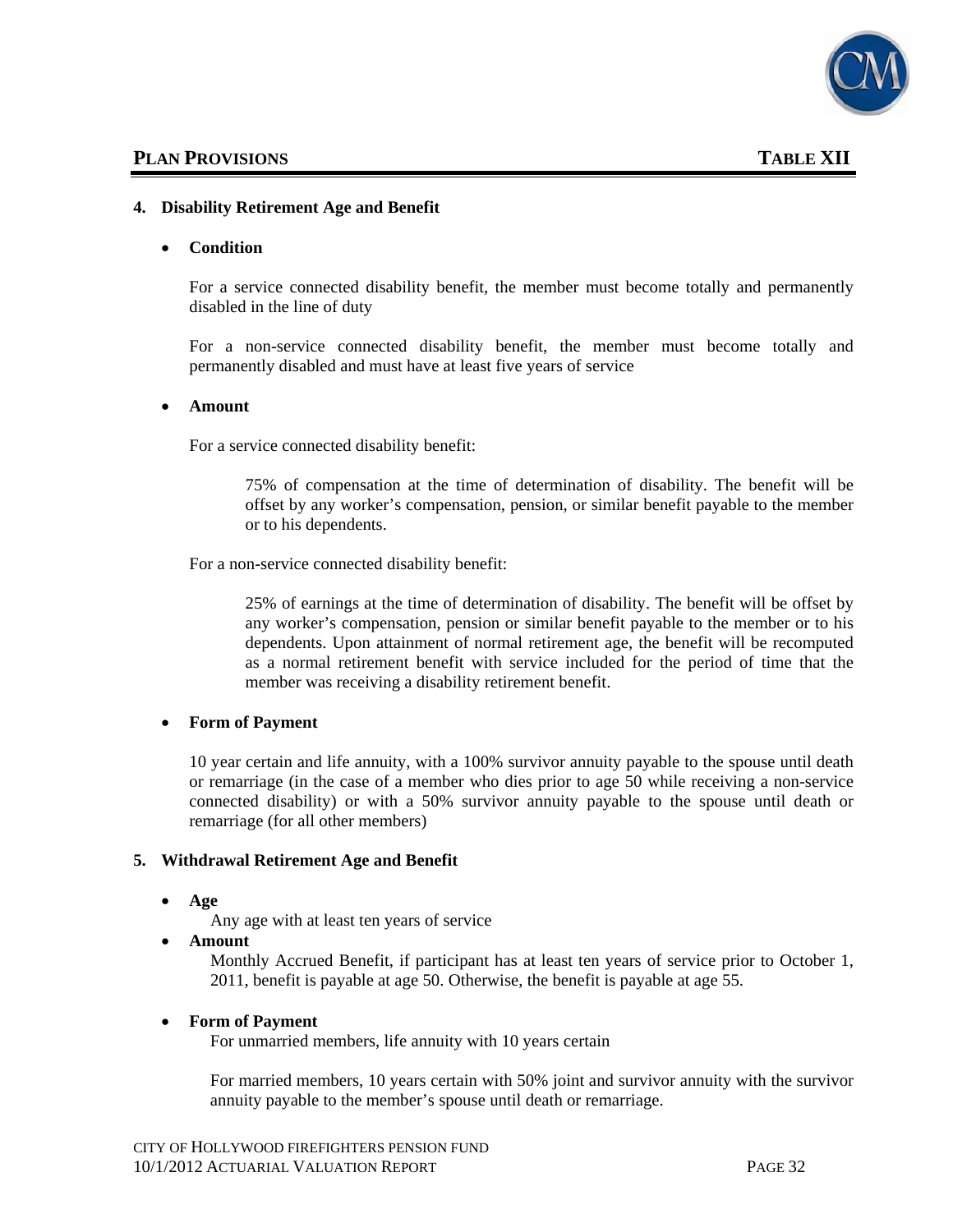## PLAN PROVISIONS — TABLE XII

### 4. Disability Retirement Age and Benefit

- **Condition**

  For a service connected disability benefit, the member must become totally and permanently disabled in the line of duty

  For a non-service connected disability benefit, the member must become totally and permanently disabled and must have at least five years of service

- **Amount**

  For a service connected disability benefit:

  > 75% of compensation at the time of determination of disability. The benefit will be offset by any worker's compensation, pension, or similar benefit payable to the member or to his dependents.

  For a non-service connected disability benefit:

  > 25% of earnings at the time of determination of disability. The benefit will be offset by any worker's compensation, pension or similar benefit payable to the member or to his dependents. Upon attainment of normal retirement age, the benefit will be recomputed as a normal retirement benefit with service included for the period of time that the member was receiving a disability retirement benefit.

- **Form of Payment**

  10 year certain and life annuity, with a 100% survivor annuity payable to the spouse until death or remarriage (in the case of a member who dies prior to age 50 while receiving a non-service connected disability) or with a 50% survivor annuity payable to the spouse until death or remarriage (for all other members)

### 5. Withdrawal Retirement Age and Benefit

- **Age**

  Any age with at least ten years of service

- **Amount**

  Monthly Accrued Benefit, if participant has at least ten years of service prior to October 1, 2011, benefit is payable at age 50. Otherwise, the benefit is payable at age 55.

- **Form of Payment**

  For unmarried members, life annuity with 10 years certain

  For married members, 10 years certain with 50% joint and survivor annuity with the survivor annuity payable to the member's spouse until death or remarriage.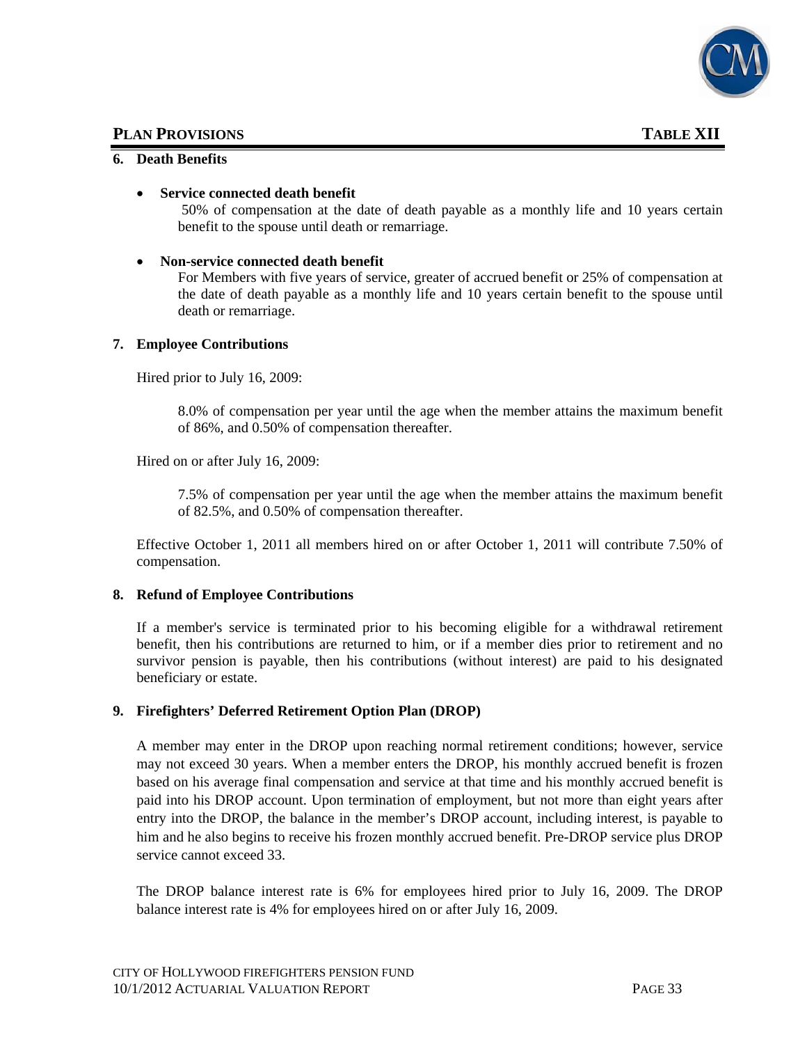## PLAN PROVISIONS — TABLE XII

### 6. Death Benefits

- **Service connected death benefit**

  50% of compensation at the date of death payable as a monthly life and 10 years certain benefit to the spouse until death or remarriage.

- **Non-service connected death benefit**

  For Members with five years of service, greater of accrued benefit or 25% of compensation at the date of death payable as a monthly life and 10 years certain benefit to the spouse until death or remarriage.

### 7. Employee Contributions

Hired prior to July 16, 2009:

> 8.0% of compensation per year until the age when the member attains the maximum benefit of 86%, and 0.50% of compensation thereafter.

Hired on or after July 16, 2009:

> 7.5% of compensation per year until the age when the member attains the maximum benefit of 82.5%, and 0.50% of compensation thereafter.

Effective October 1, 2011 all members hired on or after October 1, 2011 will contribute 7.50% of compensation.

### 8. Refund of Employee Contributions

If a member's service is terminated prior to his becoming eligible for a withdrawal retirement benefit, then his contributions are returned to him, or if a member dies prior to retirement and no survivor pension is payable, then his contributions (without interest) are paid to his designated beneficiary or estate.

### 9. Firefighters' Deferred Retirement Option Plan (DROP)

A member may enter in the DROP upon reaching normal retirement conditions; however, service may not exceed 30 years. When a member enters the DROP, his monthly accrued benefit is frozen based on his average final compensation and service at that time and his monthly accrued benefit is paid into his DROP account. Upon termination of employment, but not more than eight years after entry into the DROP, the balance in the member's DROP account, including interest, is payable to him and he also begins to receive his frozen monthly accrued benefit. Pre-DROP service plus DROP service cannot exceed 33.

The DROP balance interest rate is 6% for employees hired prior to July 16, 2009. The DROP balance interest rate is 4% for employees hired on or after July 16, 2009.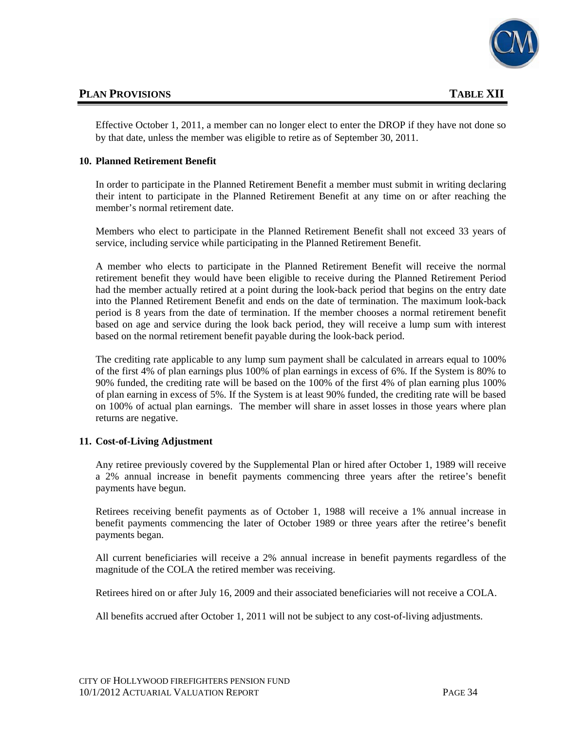## PLAN PROVISIONS — TABLE XII

Effective October 1, 2011, a member can no longer elect to enter the DROP if they have not done so by that date, unless the member was eligible to retire as of September 30, 2011.

**10. Planned Retirement Benefit**

In order to participate in the Planned Retirement Benefit a member must submit in writing declaring their intent to participate in the Planned Retirement Benefit at any time on or after reaching the member's normal retirement date.

Members who elect to participate in the Planned Retirement Benefit shall not exceed 33 years of service, including service while participating in the Planned Retirement Benefit.

A member who elects to participate in the Planned Retirement Benefit will receive the normal retirement benefit they would have been eligible to receive during the Planned Retirement Period had the member actually retired at a point during the look-back period that begins on the entry date into the Planned Retirement Benefit and ends on the date of termination. The maximum look-back period is 8 years from the date of termination. If the member chooses a normal retirement benefit based on age and service during the look back period, they will receive a lump sum with interest based on the normal retirement benefit payable during the look-back period.

The crediting rate applicable to any lump sum payment shall be calculated in arrears equal to 100% of the first 4% of plan earnings plus 100% of plan earnings in excess of 6%. If the System is 80% to 90% funded, the crediting rate will be based on the 100% of the first 4% of plan earning plus 100% of plan earning in excess of 5%. If the System is at least 90% funded, the crediting rate will be based on 100% of actual plan earnings. The member will share in asset losses in those years where plan returns are negative.

**11. Cost-of-Living Adjustment**

Any retiree previously covered by the Supplemental Plan or hired after October 1, 1989 will receive a 2% annual increase in benefit payments commencing three years after the retiree's benefit payments have begun.

Retirees receiving benefit payments as of October 1, 1988 will receive a 1% annual increase in benefit payments commencing the later of October 1989 or three years after the retiree's benefit payments began.

All current beneficiaries will receive a 2% annual increase in benefit payments regardless of the magnitude of the COLA the retired member was receiving.

Retirees hired on or after July 16, 2009 and their associated beneficiaries will not receive a COLA.

All benefits accrued after October 1, 2011 will not be subject to any cost-of-living adjustments.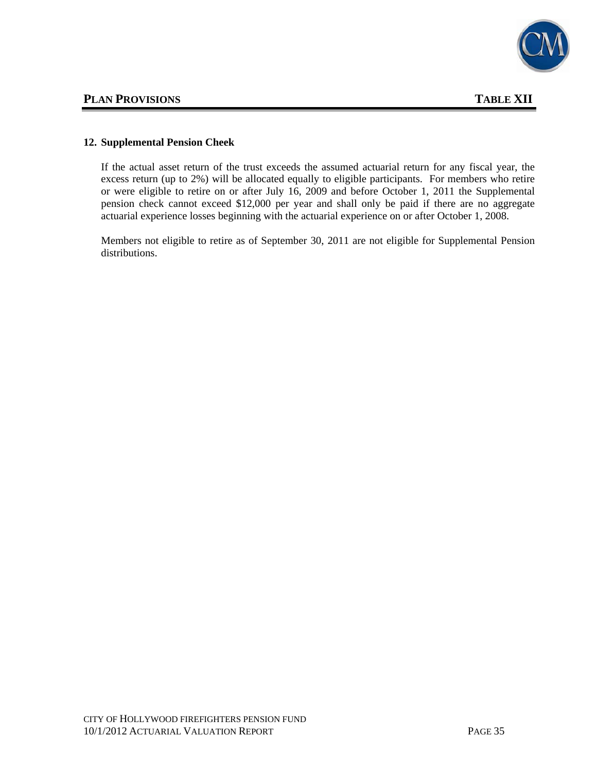## PLAN PROVISIONS — TABLE XII

### 12. Supplemental Pension Cheek

If the actual asset return of the trust exceeds the assumed actuarial return for any fiscal year, the excess return (up to 2%) will be allocated equally to eligible participants. For members who retire or were eligible to retire on or after July 16, 2009 and before October 1, 2011 the Supplemental pension check cannot exceed $12,000 per year and shall only be paid if there are no aggregate actuarial experience losses beginning with the actuarial experience on or after October 1, 2008.

Members not eligible to retire as of September 30, 2011 are not eligible for Supplemental Pension distributions.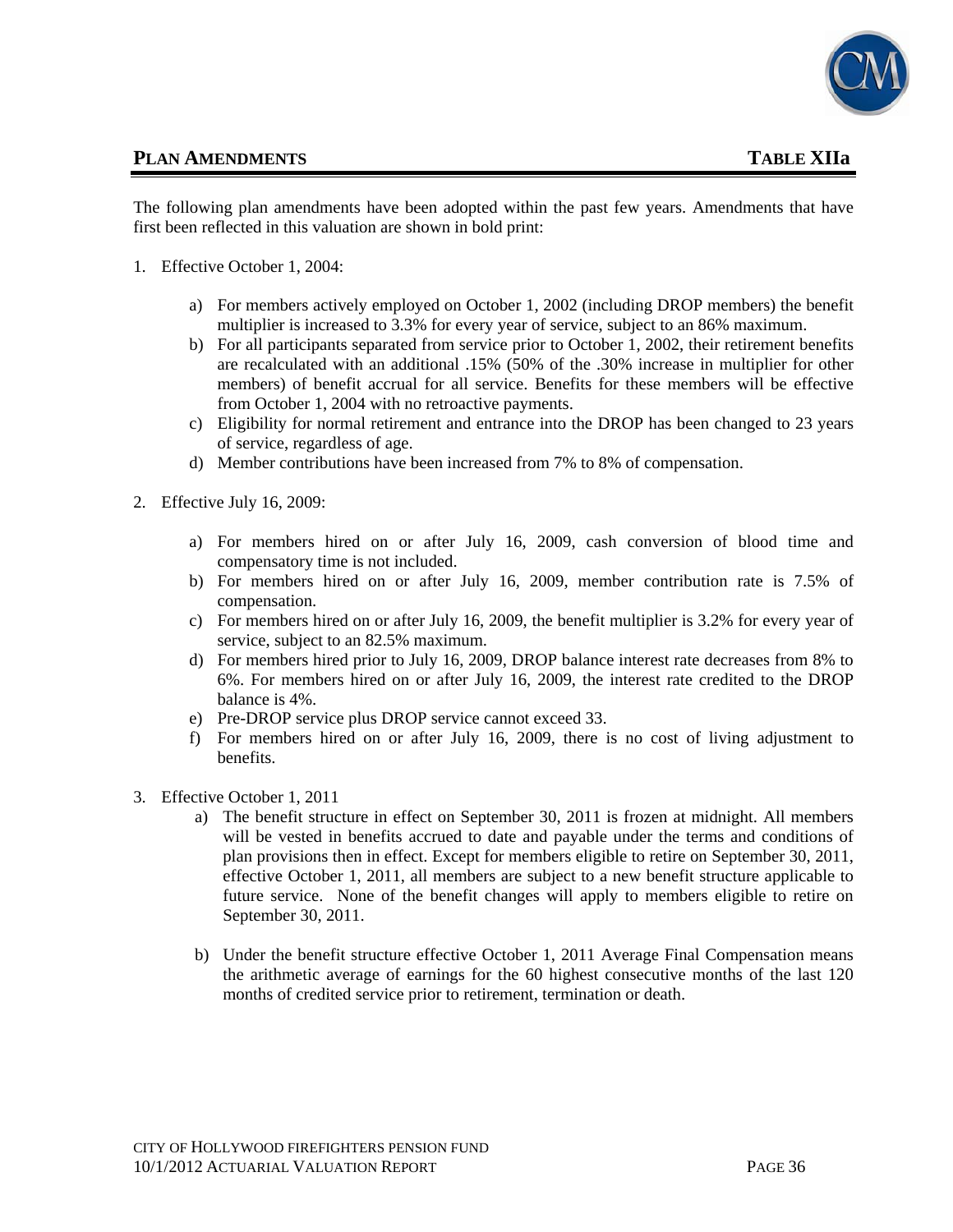## PLAN AMENDMENTS TABLE XIIa

The following plan amendments have been adopted within the past few years. Amendments that have first been reflected in this valuation are shown in bold print:

1. Effective October 1, 2004:

   a) For members actively employed on October 1, 2002 (including DROP members) the benefit multiplier is increased to 3.3% for every year of service, subject to an 86% maximum.
   b) For all participants separated from service prior to October 1, 2002, their retirement benefits are recalculated with an additional .15% (50% of the .30% increase in multiplier for other members) of benefit accrual for all service. Benefits for these members will be effective from October 1, 2004 with no retroactive payments.
   c) Eligibility for normal retirement and entrance into the DROP has been changed to 23 years of service, regardless of age.
   d) Member contributions have been increased from 7% to 8% of compensation.

2. Effective July 16, 2009:

   a) For members hired on or after July 16, 2009, cash conversion of blood time and compensatory time is not included.
   b) For members hired on or after July 16, 2009, member contribution rate is 7.5% of compensation.
   c) For members hired on or after July 16, 2009, the benefit multiplier is 3.2% for every year of service, subject to an 82.5% maximum.
   d) For members hired prior to July 16, 2009, DROP balance interest rate decreases from 8% to 6%. For members hired on or after July 16, 2009, the interest rate credited to the DROP balance is 4%.
   e) Pre-DROP service plus DROP service cannot exceed 33.
   f) For members hired on or after July 16, 2009, there is no cost of living adjustment to benefits.

3. Effective October 1, 2011

   a) The benefit structure in effect on September 30, 2011 is frozen at midnight. All members will be vested in benefits accrued to date and payable under the terms and conditions of plan provisions then in effect. Except for members eligible to retire on September 30, 2011, effective October 1, 2011, all members are subject to a new benefit structure applicable to future service. None of the benefit changes will apply to members eligible to retire on September 30, 2011.

   b) Under the benefit structure effective October 1, 2011 Average Final Compensation means the arithmetic average of earnings for the 60 highest consecutive months of the last 120 months of credited service prior to retirement, termination or death.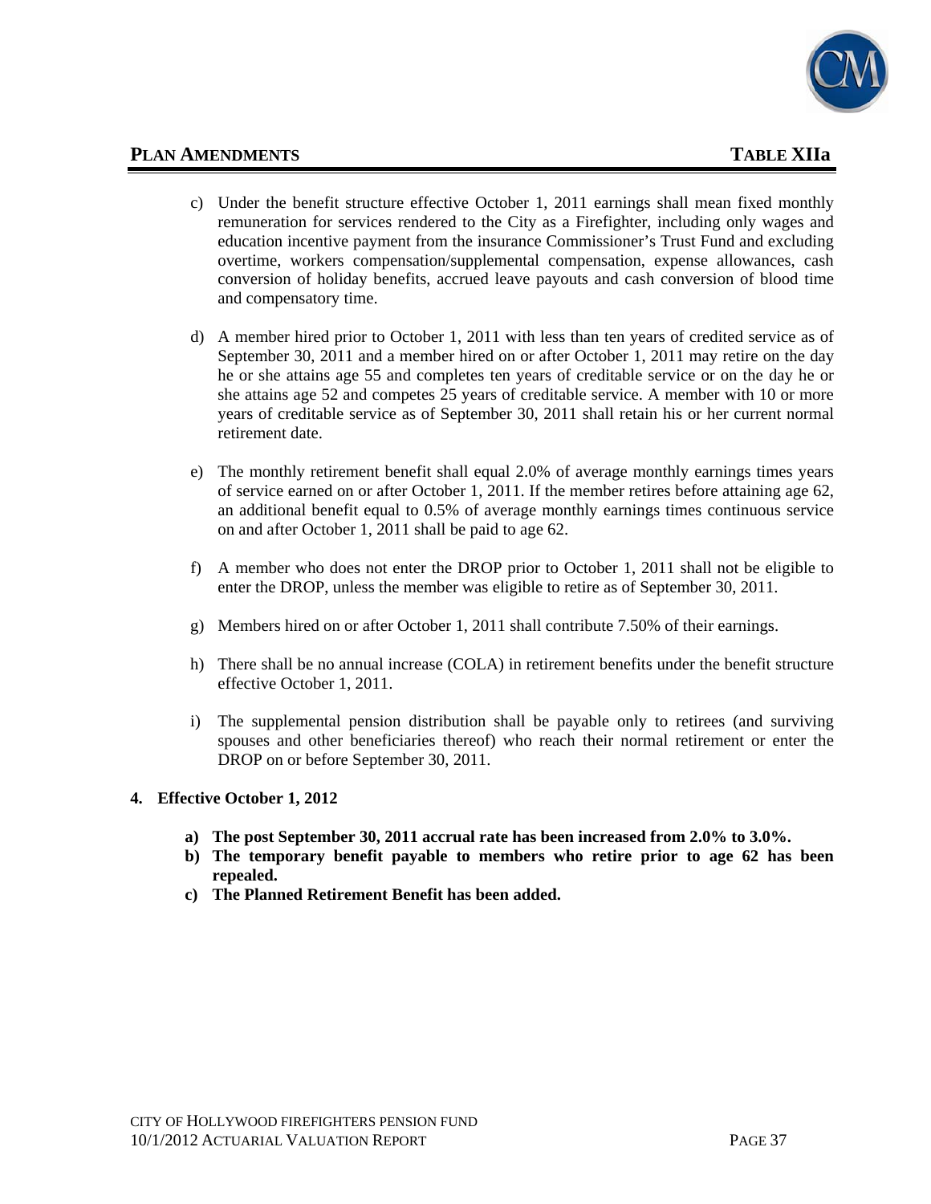## PLAN AMENDMENTS

## TABLE XIIa

c) Under the benefit structure effective October 1, 2011 earnings shall mean fixed monthly remuneration for services rendered to the City as a Firefighter, including only wages and education incentive payment from the insurance Commissioner's Trust Fund and excluding overtime, workers compensation/supplemental compensation, expense allowances, cash conversion of holiday benefits, accrued leave payouts and cash conversion of blood time and compensatory time.

d) A member hired prior to October 1, 2011 with less than ten years of credited service as of September 30, 2011 and a member hired on or after October 1, 2011 may retire on the day he or she attains age 55 and completes ten years of creditable service or on the day he or she attains age 52 and competes 25 years of creditable service. A member with 10 or more years of creditable service as of September 30, 2011 shall retain his or her current normal retirement date.

e) The monthly retirement benefit shall equal 2.0% of average monthly earnings times years of service earned on or after October 1, 2011. If the member retires before attaining age 62, an additional benefit equal to 0.5% of average monthly earnings times continuous service on and after October 1, 2011 shall be paid to age 62.

f) A member who does not enter the DROP prior to October 1, 2011 shall not be eligible to enter the DROP, unless the member was eligible to retire as of September 30, 2011.

g) Members hired on or after October 1, 2011 shall contribute 7.50% of their earnings.

h) There shall be no annual increase (COLA) in retirement benefits under the benefit structure effective October 1, 2011.

i) The supplemental pension distribution shall be payable only to retirees (and surviving spouses and other beneficiaries thereof) who reach their normal retirement or enter the DROP on or before September 30, 2011.

**4. Effective October 1, 2012**

**a) The post September 30, 2011 accrual rate has been increased from 2.0% to 3.0%.**
**b) The temporary benefit payable to members who retire prior to age 62 has been repealed.**
**c) The Planned Retirement Benefit has been added.**